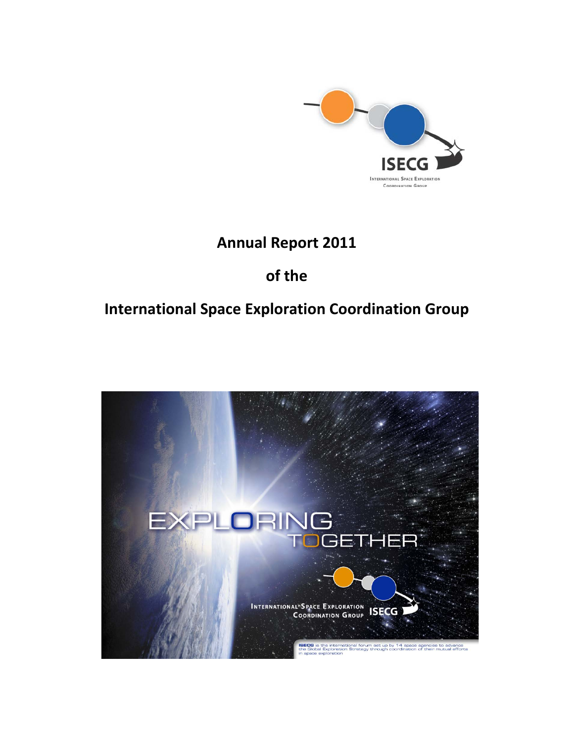ISECG

INTERNATIONAL SPACE EXPLORATION COORDINATION GROUP

# Annual Report 2011

# of the

# International Space Exploration Coordination Group

EXPLORING TOGETHER

INTERNATIONAL SPACE EXPLORATION COORDINATION GROUP ISECG

ISECG is the international forum set up by 14 space agencies to advance the Global Exploration Strategy through coordination of their mutual efforts in space exploration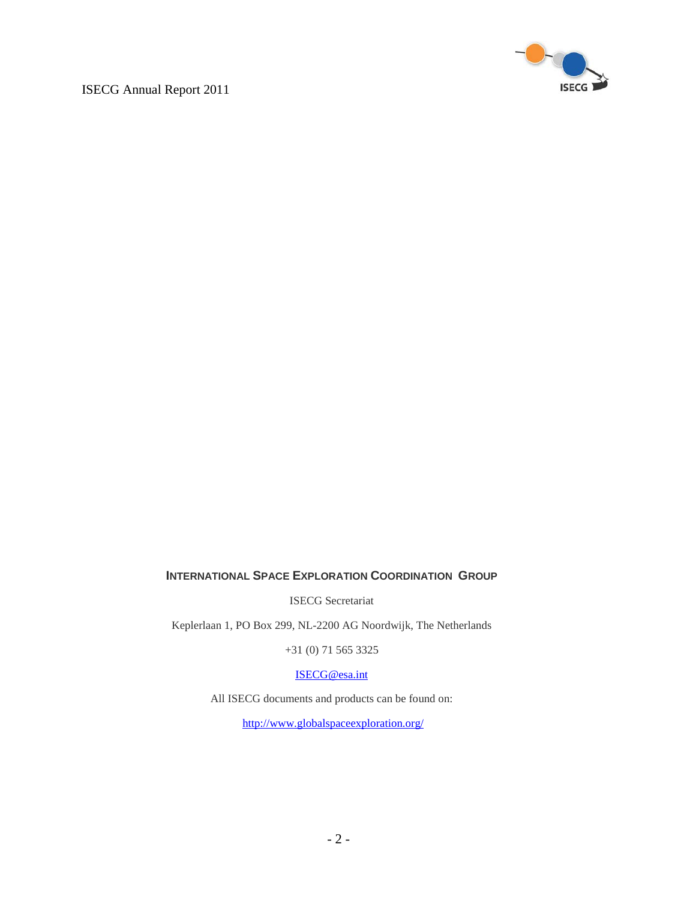**International Space Exploration Coordination Group**

ISECG Secretariat

Keplerlaan 1, PO Box 299, NL-2200 AG Noordwijk, The Netherlands

+31 (0) 71 565 3325

ISECG@esa.int

All ISECG documents and products can be found on:

http://www.globalspaceexploration.org/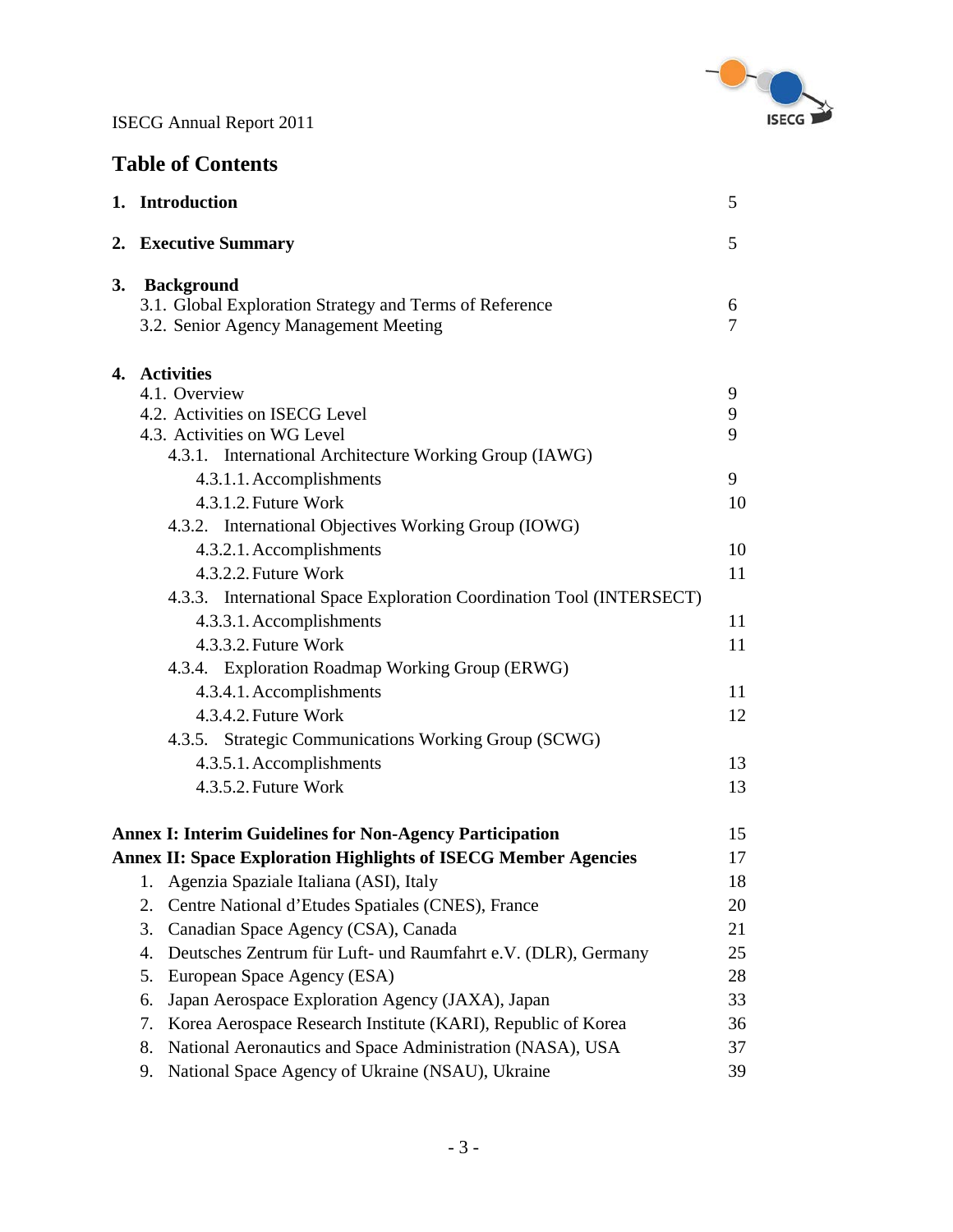## Table of Contents

| | |
|---|---|
| **1. Introduction** | 5 |
| **2. Executive Summary** | 5 |
| **3. Background** | |
| 3.1. Global Exploration Strategy and Terms of Reference | 6 |
| 3.2. Senior Agency Management Meeting | 7 |
| **4. Activities** | |
| 4.1. Overview | 9 |
| 4.2. Activities on ISECG Level | 9 |
| 4.3. Activities on WG Level | 9 |
| 4.3.1. International Architecture Working Group (IAWG) | |
| 4.3.1.1. Accomplishments | 9 |
| 4.3.1.2. Future Work | 10 |
| 4.3.2. International Objectives Working Group (IOWG) | |
| 4.3.2.1. Accomplishments | 10 |
| 4.3.2.2. Future Work | 11 |
| 4.3.3. International Space Exploration Coordination Tool (INTERSECT) | |
| 4.3.3.1. Accomplishments | 11 |
| 4.3.3.2. Future Work | 11 |
| 4.3.4. Exploration Roadmap Working Group (ERWG) | |
| 4.3.4.1. Accomplishments | 11 |
| 4.3.4.2. Future Work | 12 |
| 4.3.5. Strategic Communications Working Group (SCWG) | |
| 4.3.5.1. Accomplishments | 13 |
| 4.3.5.2. Future Work | 13 |
| **Annex I: Interim Guidelines for Non-Agency Participation** | 15 |
| **Annex II: Space Exploration Highlights of ISECG Member Agencies** | 17 |
| 1. Agenzia Spaziale Italiana (ASI), Italy | 18 |
| 2. Centre National d'Etudes Spatiales (CNES), France | 20 |
| 3. Canadian Space Agency (CSA), Canada | 21 |
| 4. Deutsches Zentrum für Luft- und Raumfahrt e.V. (DLR), Germany | 25 |
| 5. European Space Agency (ESA) | 28 |
| 6. Japan Aerospace Exploration Agency (JAXA), Japan | 33 |
| 7. Korea Aerospace Research Institute (KARI), Republic of Korea | 36 |
| 8. National Aeronautics and Space Administration (NASA), USA | 37 |
| 9. National Space Agency of Ukraine (NSAU), Ukraine | 39 |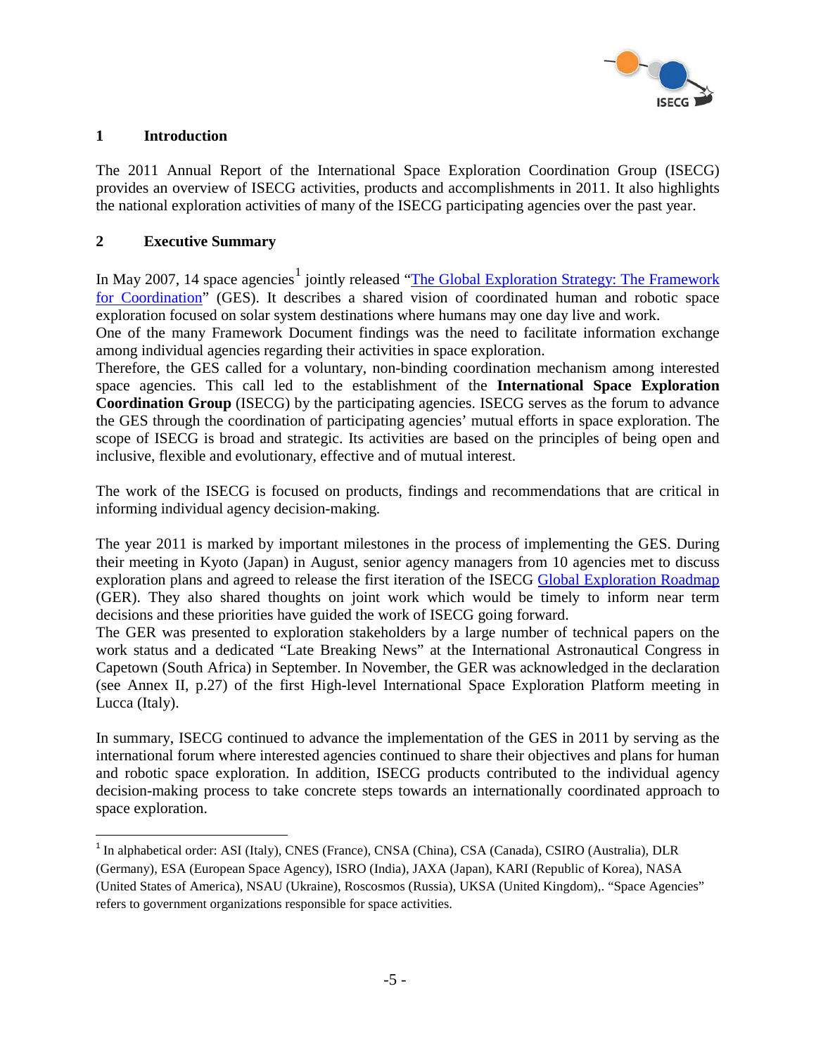# 1 Introduction

The 2011 Annual Report of the International Space Exploration Coordination Group (ISECG) provides an overview of ISECG activities, products and accomplishments in 2011. It also highlights the national exploration activities of many of the ISECG participating agencies over the past year.

# 2 Executive Summary

In May 2007, 14 space agencies[1] jointly released "The Global Exploration Strategy: The Framework for Coordination" (GES). It describes a shared vision of coordinated human and robotic space exploration focused on solar system destinations where humans may one day live and work.
One of the many Framework Document findings was the need to facilitate information exchange among individual agencies regarding their activities in space exploration.
Therefore, the GES called for a voluntary, non-binding coordination mechanism among interested space agencies. This call led to the establishment of the **International Space Exploration Coordination Group** (ISECG) by the participating agencies. ISECG serves as the forum to advance the GES through the coordination of participating agencies' mutual efforts in space exploration. The scope of ISECG is broad and strategic. Its activities are based on the principles of being open and inclusive, flexible and evolutionary, effective and of mutual interest.

The work of the ISECG is focused on products, findings and recommendations that are critical in informing individual agency decision-making.

The year 2011 is marked by important milestones in the process of implementing the GES. During their meeting in Kyoto (Japan) in August, senior agency managers from 10 agencies met to discuss exploration plans and agreed to release the first iteration of the ISECG Global Exploration Roadmap (GER). They also shared thoughts on joint work which would be timely to inform near term decisions and these priorities have guided the work of ISECG going forward.
The GER was presented to exploration stakeholders by a large number of technical papers on the work status and a dedicated "Late Breaking News" at the International Astronautical Congress in Capetown (South Africa) in September. In November, the GER was acknowledged in the declaration (see Annex II, p.27) of the first High-level International Space Exploration Platform meeting in Lucca (Italy).

In summary, ISECG continued to advance the implementation of the GES in 2011 by serving as the international forum where interested agencies continued to share their objectives and plans for human and robotic space exploration. In addition, ISECG products contributed to the individual agency decision-making process to take concrete steps towards an internationally coordinated approach to space exploration.

---

[1] In alphabetical order: ASI (Italy), CNES (France), CNSA (China), CSA (Canada), CSIRO (Australia), DLR (Germany), ESA (European Space Agency), ISRO (India), JAXA (Japan), KARI (Republic of Korea), NASA (United States of America), NSAU (Ukraine), Roscosmos (Russia), UKSA (United Kingdom),. "Space Agencies" refers to government organizations responsible for space activities.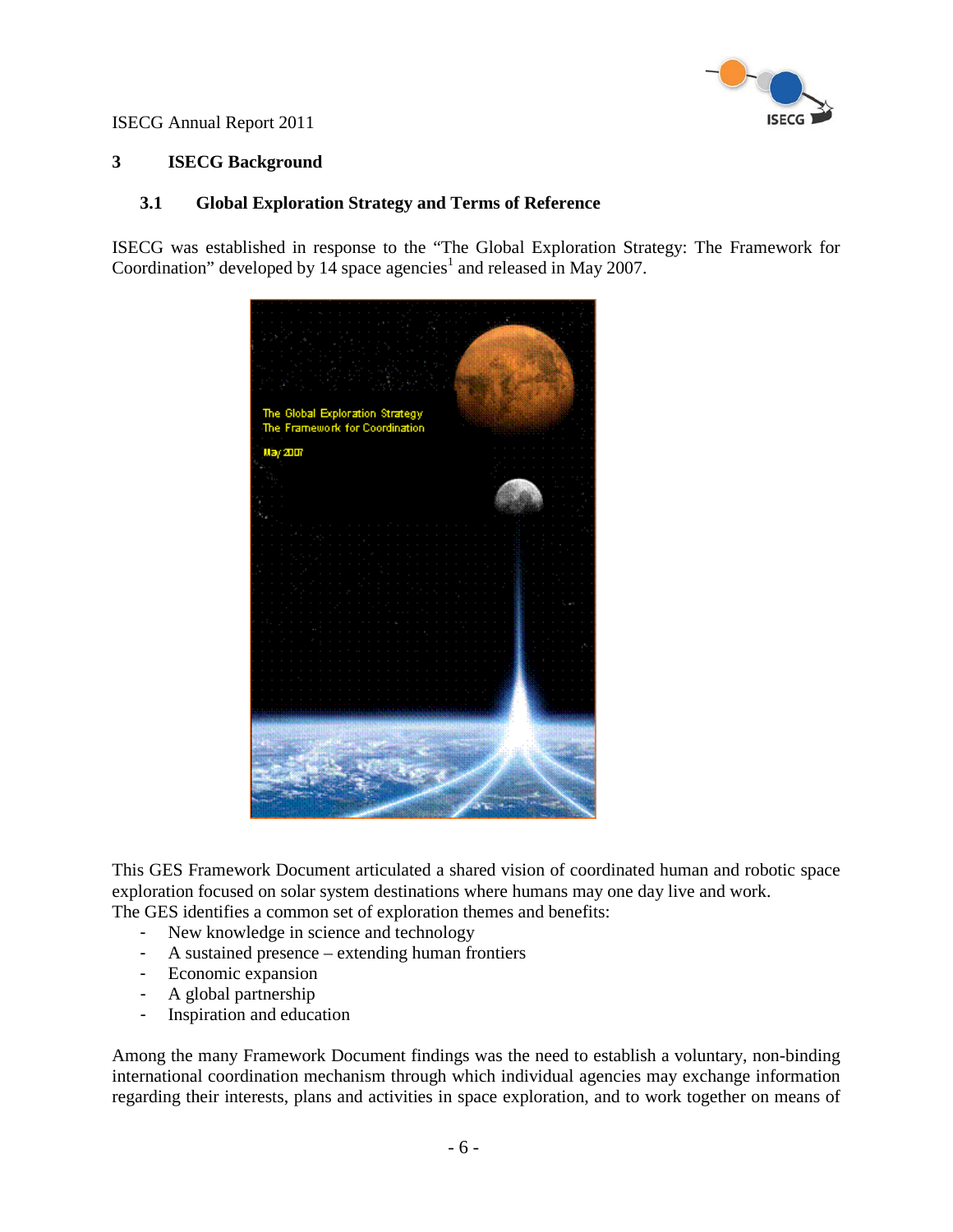## 3 ISECG Background

### 3.1 Global Exploration Strategy and Terms of Reference

ISECG was established in response to the "The Global Exploration Strategy: The Framework for Coordination" developed by 14 space agencies[1] and released in May 2007.

This GES Framework Document articulated a shared vision of coordinated human and robotic space exploration focused on solar system destinations where humans may one day live and work. The GES identifies a common set of exploration themes and benefits:

- New knowledge in science and technology
- A sustained presence – extending human frontiers
- Economic expansion
- A global partnership
- Inspiration and education

Among the many Framework Document findings was the need to establish a voluntary, non-binding international coordination mechanism through which individual agencies may exchange information regarding their interests, plans and activities in space exploration, and to work together on means of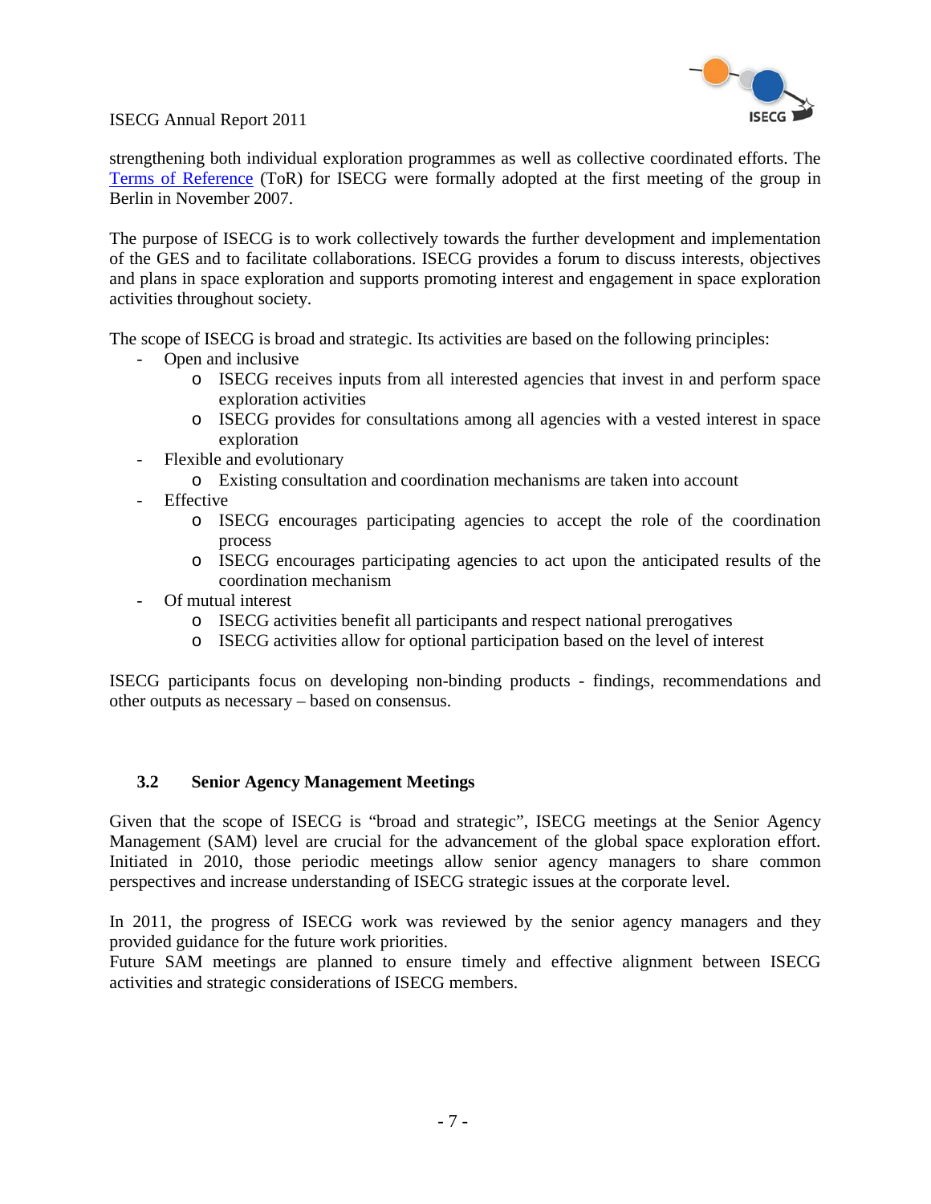strengthening both individual exploration programmes as well as collective coordinated efforts. The [Terms of Reference](#) (ToR) for ISECG were formally adopted at the first meeting of the group in Berlin in November 2007.

The purpose of ISECG is to work collectively towards the further development and implementation of the GES and to facilitate collaborations. ISECG provides a forum to discuss interests, objectives and plans in space exploration and supports promoting interest and engagement in space exploration activities throughout society.

The scope of ISECG is broad and strategic. Its activities are based on the following principles:

- Open and inclusive
  - ISECG receives inputs from all interested agencies that invest in and perform space exploration activities
  - ISECG provides for consultations among all agencies with a vested interest in space exploration
- Flexible and evolutionary
  - Existing consultation and coordination mechanisms are taken into account
- Effective
  - ISECG encourages participating agencies to accept the role of the coordination process
  - ISECG encourages participating agencies to act upon the anticipated results of the coordination mechanism
- Of mutual interest
  - ISECG activities benefit all participants and respect national prerogatives
  - ISECG activities allow for optional participation based on the level of interest

ISECG participants focus on developing non-binding products - findings, recommendations and other outputs as necessary – based on consensus.

### 3.2 Senior Agency Management Meetings

Given that the scope of ISECG is "broad and strategic", ISECG meetings at the Senior Agency Management (SAM) level are crucial for the advancement of the global space exploration effort. Initiated in 2010, those periodic meetings allow senior agency managers to share common perspectives and increase understanding of ISECG strategic issues at the corporate level.

In 2011, the progress of ISECG work was reviewed by the senior agency managers and they provided guidance for the future work priorities.
Future SAM meetings are planned to ensure timely and effective alignment between ISECG activities and strategic considerations of ISECG members.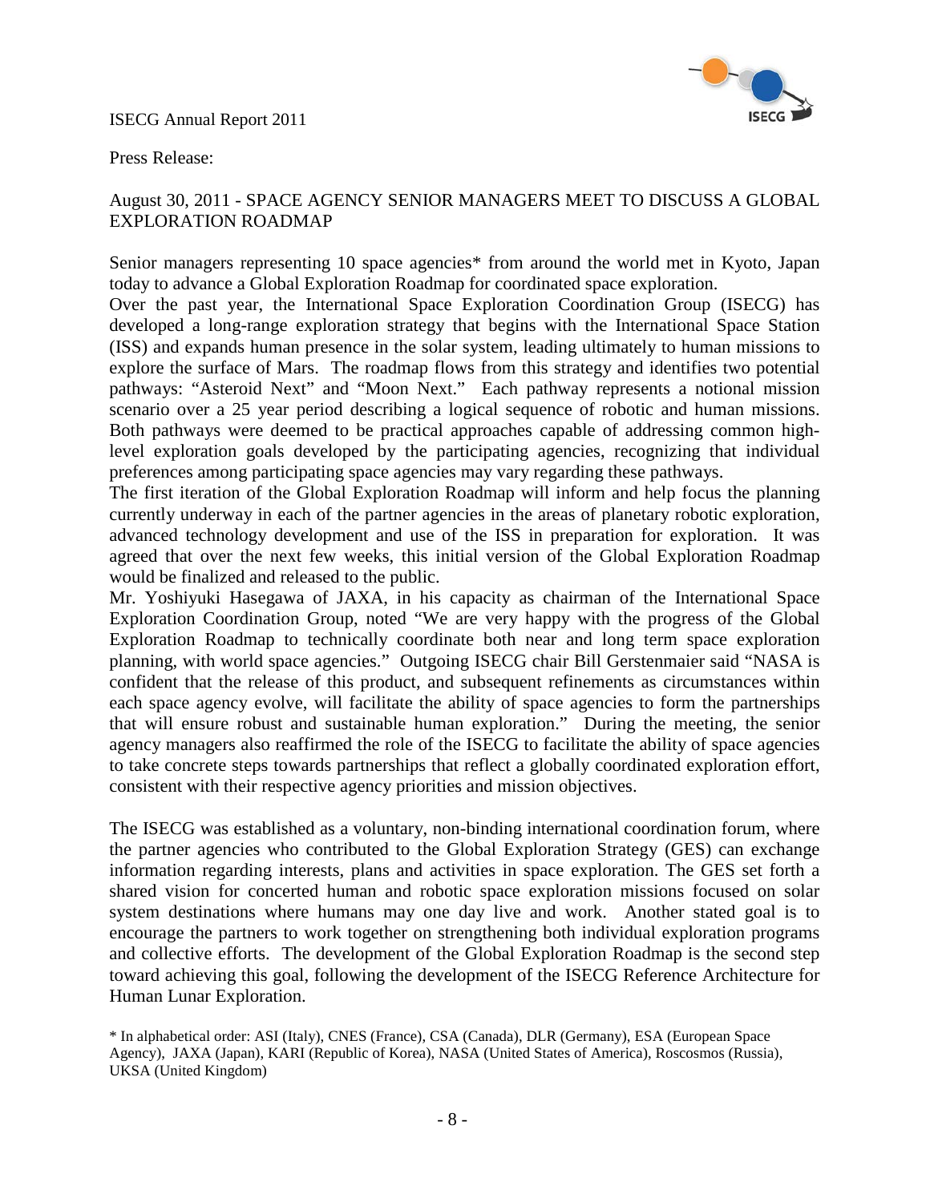Press Release:

## August 30, 2011 - SPACE AGENCY SENIOR MANAGERS MEET TO DISCUSS A GLOBAL EXPLORATION ROADMAP

Senior managers representing 10 space agencies* from around the world met in Kyoto, Japan today to advance a Global Exploration Roadmap for coordinated space exploration.

Over the past year, the International Space Exploration Coordination Group (ISECG) has developed a long-range exploration strategy that begins with the International Space Station (ISS) and expands human presence in the solar system, leading ultimately to human missions to explore the surface of Mars. The roadmap flows from this strategy and identifies two potential pathways: "Asteroid Next" and "Moon Next." Each pathway represents a notional mission scenario over a 25 year period describing a logical sequence of robotic and human missions. Both pathways were deemed to be practical approaches capable of addressing common high-level exploration goals developed by the participating agencies, recognizing that individual preferences among participating space agencies may vary regarding these pathways.

The first iteration of the Global Exploration Roadmap will inform and help focus the planning currently underway in each of the partner agencies in the areas of planetary robotic exploration, advanced technology development and use of the ISS in preparation for exploration. It was agreed that over the next few weeks, this initial version of the Global Exploration Roadmap would be finalized and released to the public.

Mr. Yoshiyuki Hasegawa of JAXA, in his capacity as chairman of the International Space Exploration Coordination Group, noted "We are very happy with the progress of the Global Exploration Roadmap to technically coordinate both near and long term space exploration planning, with world space agencies." Outgoing ISECG chair Bill Gerstenmaier said "NASA is confident that the release of this product, and subsequent refinements as circumstances within each space agency evolve, will facilitate the ability of space agencies to form the partnerships that will ensure robust and sustainable human exploration." During the meeting, the senior agency managers also reaffirmed the role of the ISECG to facilitate the ability of space agencies to take concrete steps towards partnerships that reflect a globally coordinated exploration effort, consistent with their respective agency priorities and mission objectives.

The ISECG was established as a voluntary, non-binding international coordination forum, where the partner agencies who contributed to the Global Exploration Strategy (GES) can exchange information regarding interests, plans and activities in space exploration. The GES set forth a shared vision for concerted human and robotic space exploration missions focused on solar system destinations where humans may one day live and work. Another stated goal is to encourage the partners to work together on strengthening both individual exploration programs and collective efforts. The development of the Global Exploration Roadmap is the second step toward achieving this goal, following the development of the ISECG Reference Architecture for Human Lunar Exploration.

* In alphabetical order: ASI (Italy), CNES (France), CSA (Canada), DLR (Germany), ESA (European Space Agency), JAXA (Japan), KARI (Republic of Korea), NASA (United States of America), Roscosmos (Russia), UKSA (United Kingdom)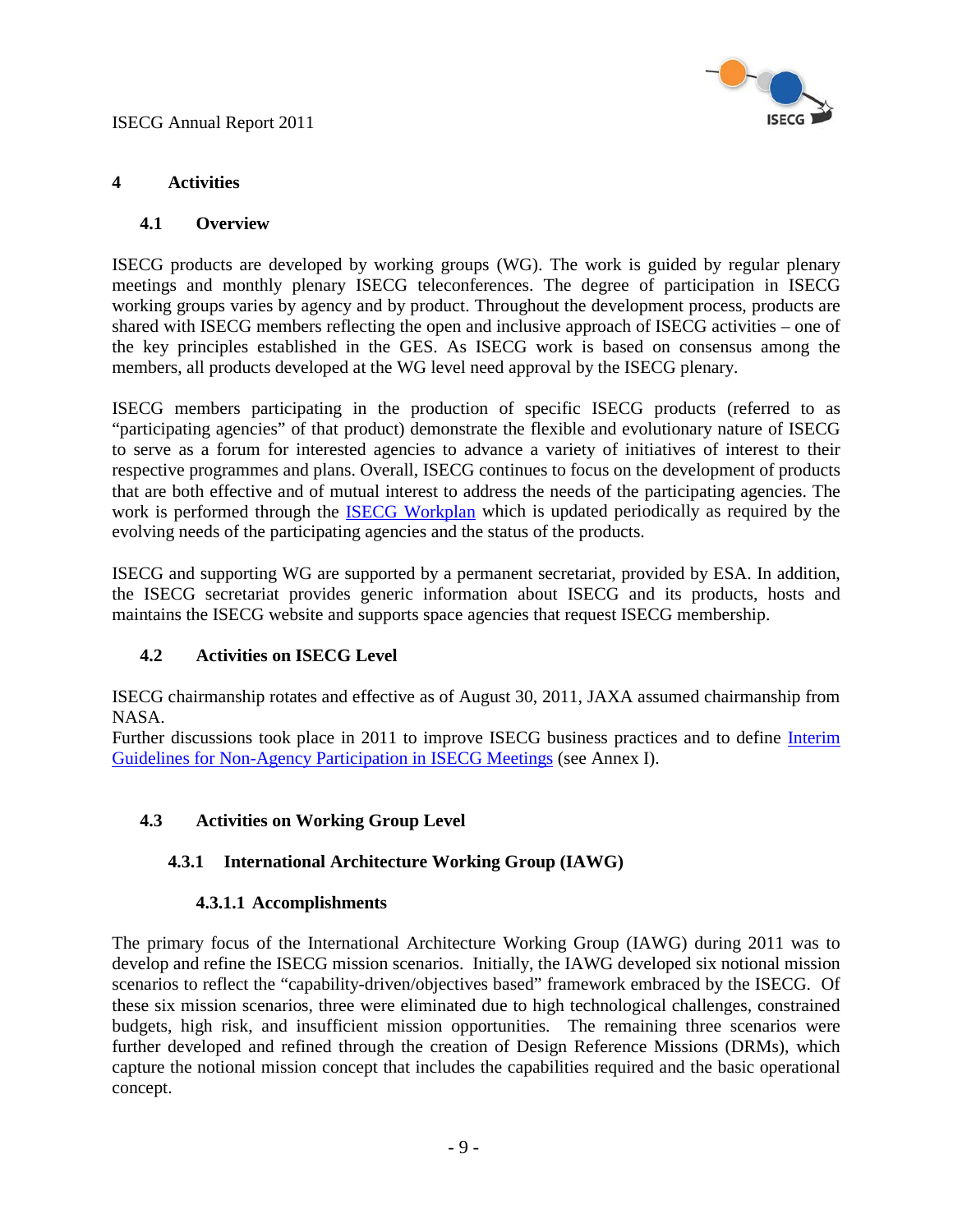# 4 Activities

## 4.1 Overview

ISECG products are developed by working groups (WG). The work is guided by regular plenary meetings and monthly plenary ISECG teleconferences. The degree of participation in ISECG working groups varies by agency and by product. Throughout the development process, products are shared with ISECG members reflecting the open and inclusive approach of ISECG activities – one of the key principles established in the GES. As ISECG work is based on consensus among the members, all products developed at the WG level need approval by the ISECG plenary.

ISECG members participating in the production of specific ISECG products (referred to as "participating agencies" of that product) demonstrate the flexible and evolutionary nature of ISECG to serve as a forum for interested agencies to advance a variety of initiatives of interest to their respective programmes and plans. Overall, ISECG continues to focus on the development of products that are both effective and of mutual interest to address the needs of the participating agencies. The work is performed through the ISECG Workplan which is updated periodically as required by the evolving needs of the participating agencies and the status of the products.

ISECG and supporting WG are supported by a permanent secretariat, provided by ESA. In addition, the ISECG secretariat provides generic information about ISECG and its products, hosts and maintains the ISECG website and supports space agencies that request ISECG membership.

## 4.2 Activities on ISECG Level

ISECG chairmanship rotates and effective as of August 30, 2011, JAXA assumed chairmanship from NASA.
Further discussions took place in 2011 to improve ISECG business practices and to define Interim Guidelines for Non-Agency Participation in ISECG Meetings (see Annex I).

## 4.3 Activities on Working Group Level

### 4.3.1 International Architecture Working Group (IAWG)

#### 4.3.1.1 Accomplishments

The primary focus of the International Architecture Working Group (IAWG) during 2011 was to develop and refine the ISECG mission scenarios. Initially, the IAWG developed six notional mission scenarios to reflect the "capability-driven/objectives based" framework embraced by the ISECG. Of these six mission scenarios, three were eliminated due to high technological challenges, constrained budgets, high risk, and insufficient mission opportunities. The remaining three scenarios were further developed and refined through the creation of Design Reference Missions (DRMs), which capture the notional mission concept that includes the capabilities required and the basic operational concept.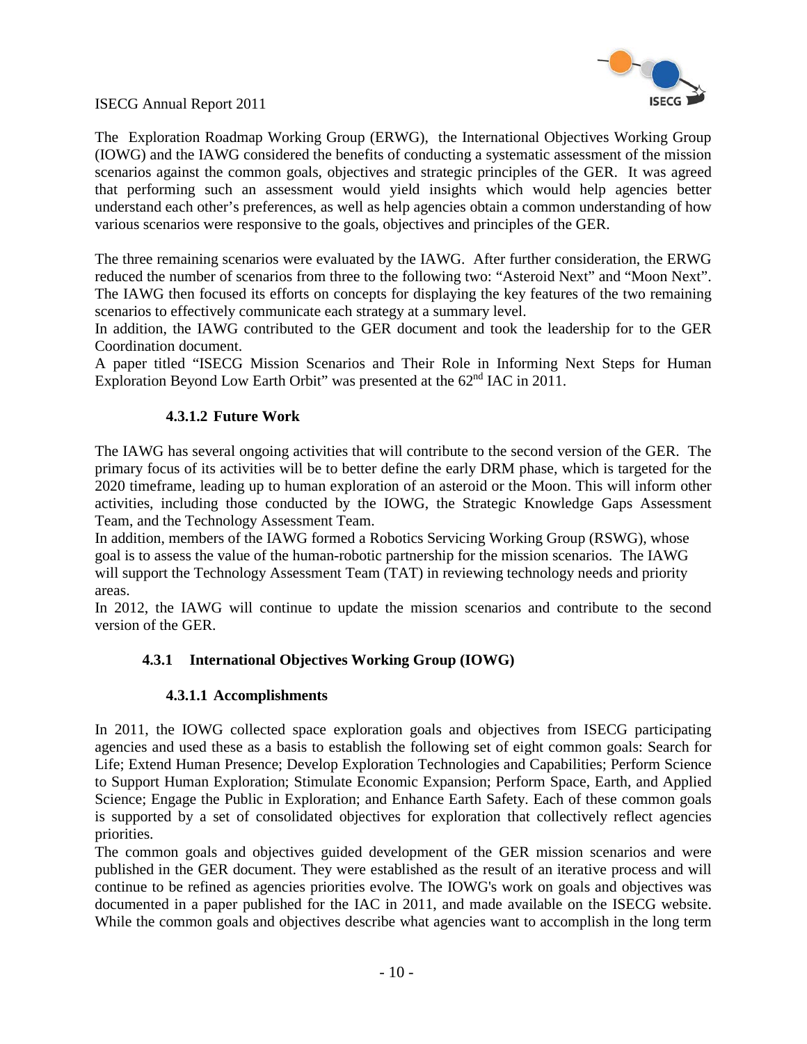The Exploration Roadmap Working Group (ERWG), the International Objectives Working Group (IOWG) and the IAWG considered the benefits of conducting a systematic assessment of the mission scenarios against the common goals, objectives and strategic principles of the GER. It was agreed that performing such an assessment would yield insights which would help agencies better understand each other's preferences, as well as help agencies obtain a common understanding of how various scenarios were responsive to the goals, objectives and principles of the GER.

The three remaining scenarios were evaluated by the IAWG. After further consideration, the ERWG reduced the number of scenarios from three to the following two: "Asteroid Next" and "Moon Next". The IAWG then focused its efforts on concepts for displaying the key features of the two remaining scenarios to effectively communicate each strategy at a summary level.

In addition, the IAWG contributed to the GER document and took the leadership for to the GER Coordination document.

A paper titled "ISECG Mission Scenarios and Their Role in Informing Next Steps for Human Exploration Beyond Low Earth Orbit" was presented at the 62nd IAC in 2011.

#### 4.3.1.2 Future Work

The IAWG has several ongoing activities that will contribute to the second version of the GER. The primary focus of its activities will be to better define the early DRM phase, which is targeted for the 2020 timeframe, leading up to human exploration of an asteroid or the Moon. This will inform other activities, including those conducted by the IOWG, the Strategic Knowledge Gaps Assessment Team, and the Technology Assessment Team.

In addition, members of the IAWG formed a Robotics Servicing Working Group (RSWG), whose goal is to assess the value of the human-robotic partnership for the mission scenarios. The IAWG will support the Technology Assessment Team (TAT) in reviewing technology needs and priority areas.

In 2012, the IAWG will continue to update the mission scenarios and contribute to the second version of the GER.

### 4.3.1 International Objectives Working Group (IOWG)

#### 4.3.1.1 Accomplishments

In 2011, the IOWG collected space exploration goals and objectives from ISECG participating agencies and used these as a basis to establish the following set of eight common goals: Search for Life; Extend Human Presence; Develop Exploration Technologies and Capabilities; Perform Science to Support Human Exploration; Stimulate Economic Expansion; Perform Space, Earth, and Applied Science; Engage the Public in Exploration; and Enhance Earth Safety. Each of these common goals is supported by a set of consolidated objectives for exploration that collectively reflect agencies priorities.

The common goals and objectives guided development of the GER mission scenarios and were published in the GER document. They were established as the result of an iterative process and will continue to be refined as agencies priorities evolve. The IOWG's work on goals and objectives was documented in a paper published for the IAC in 2011, and made available on the ISECG website. While the common goals and objectives describe what agencies want to accomplish in the long term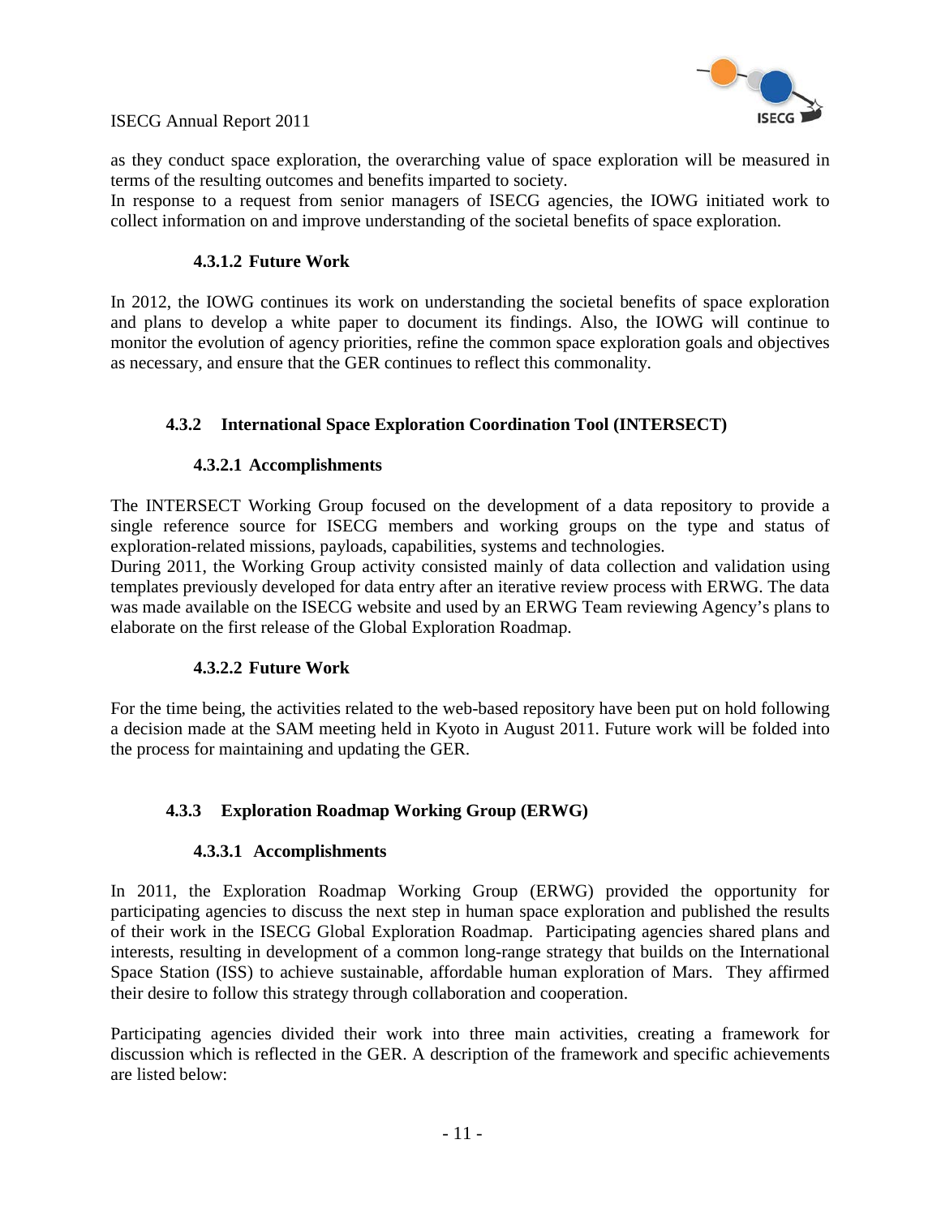as they conduct space exploration, the overarching value of space exploration will be measured in terms of the resulting outcomes and benefits imparted to society.
In response to a request from senior managers of ISECG agencies, the IOWG initiated work to collect information on and improve understanding of the societal benefits of space exploration.

#### 4.3.1.2 Future Work

In 2012, the IOWG continues its work on understanding the societal benefits of space exploration and plans to develop a white paper to document its findings. Also, the IOWG will continue to monitor the evolution of agency priorities, refine the common space exploration goals and objectives as necessary, and ensure that the GER continues to reflect this commonality.

### 4.3.2 International Space Exploration Coordination Tool (INTERSECT)

#### 4.3.2.1 Accomplishments

The INTERSECT Working Group focused on the development of a data repository to provide a single reference source for ISECG members and working groups on the type and status of exploration-related missions, payloads, capabilities, systems and technologies.
During 2011, the Working Group activity consisted mainly of data collection and validation using templates previously developed for data entry after an iterative review process with ERWG. The data was made available on the ISECG website and used by an ERWG Team reviewing Agency's plans to elaborate on the first release of the Global Exploration Roadmap.

#### 4.3.2.2 Future Work

For the time being, the activities related to the web-based repository have been put on hold following a decision made at the SAM meeting held in Kyoto in August 2011. Future work will be folded into the process for maintaining and updating the GER.

### 4.3.3 Exploration Roadmap Working Group (ERWG)

#### 4.3.3.1 Accomplishments

In 2011, the Exploration Roadmap Working Group (ERWG) provided the opportunity for participating agencies to discuss the next step in human space exploration and published the results of their work in the ISECG Global Exploration Roadmap. Participating agencies shared plans and interests, resulting in development of a common long-range strategy that builds on the International Space Station (ISS) to achieve sustainable, affordable human exploration of Mars. They affirmed their desire to follow this strategy through collaboration and cooperation.

Participating agencies divided their work into three main activities, creating a framework for discussion which is reflected in the GER. A description of the framework and specific achievements are listed below: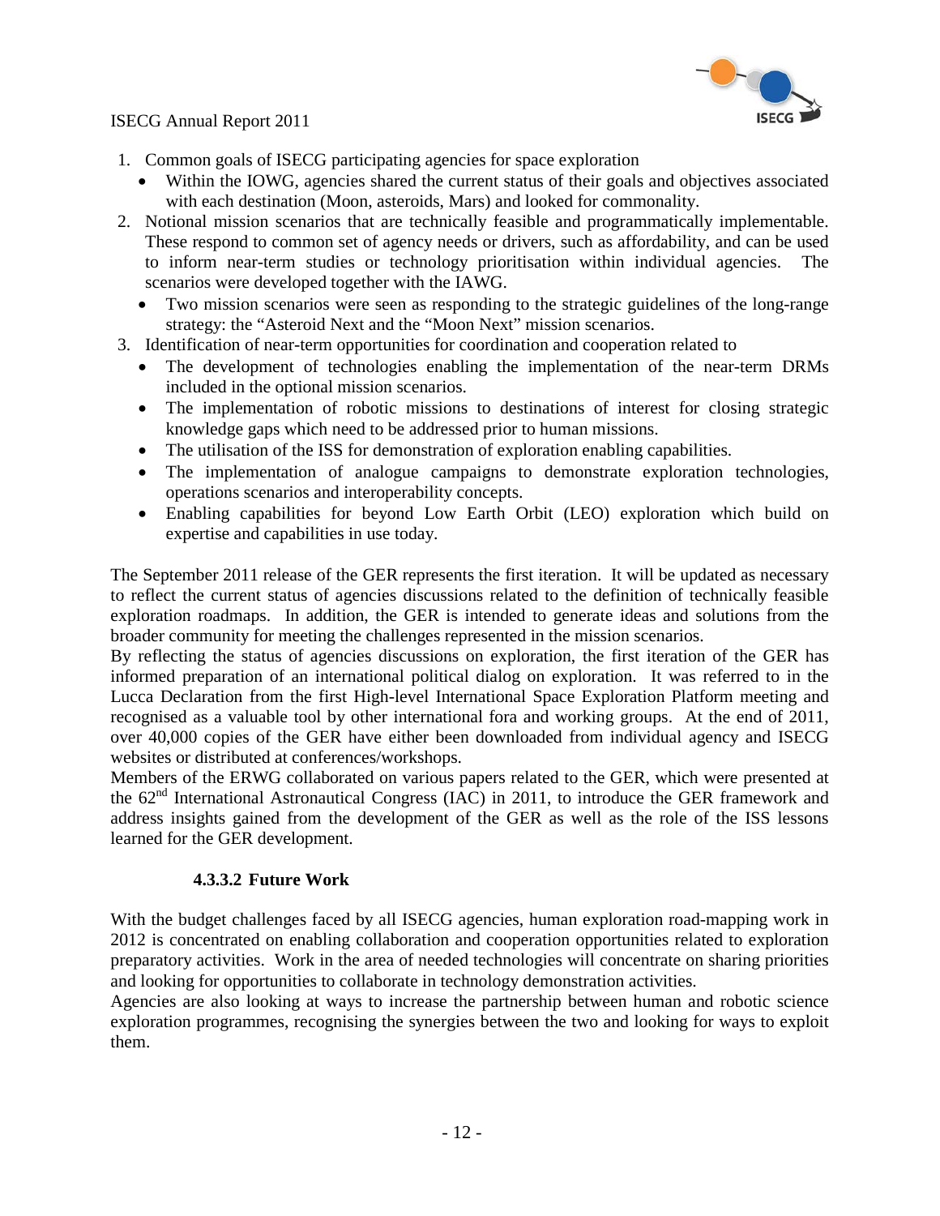1. Common goals of ISECG participating agencies for space exploration
   - Within the IOWG, agencies shared the current status of their goals and objectives associated with each destination (Moon, asteroids, Mars) and looked for commonality.
2. Notional mission scenarios that are technically feasible and programmatically implementable. These respond to common set of agency needs or drivers, such as affordability, and can be used to inform near-term studies or technology prioritisation within individual agencies. The scenarios were developed together with the IAWG.
   - Two mission scenarios were seen as responding to the strategic guidelines of the long-range strategy: the "Asteroid Next and the "Moon Next" mission scenarios.
3. Identification of near-term opportunities for coordination and cooperation related to
   - The development of technologies enabling the implementation of the near-term DRMs included in the optional mission scenarios.
   - The implementation of robotic missions to destinations of interest for closing strategic knowledge gaps which need to be addressed prior to human missions.
   - The utilisation of the ISS for demonstration of exploration enabling capabilities.
   - The implementation of analogue campaigns to demonstrate exploration technologies, operations scenarios and interoperability concepts.
   - Enabling capabilities for beyond Low Earth Orbit (LEO) exploration which build on expertise and capabilities in use today.

The September 2011 release of the GER represents the first iteration. It will be updated as necessary to reflect the current status of agencies discussions related to the definition of technically feasible exploration roadmaps. In addition, the GER is intended to generate ideas and solutions from the broader community for meeting the challenges represented in the mission scenarios.

By reflecting the status of agencies discussions on exploration, the first iteration of the GER has informed preparation of an international political dialog on exploration. It was referred to in the Lucca Declaration from the first High-level International Space Exploration Platform meeting and recognised as a valuable tool by other international fora and working groups. At the end of 2011, over 40,000 copies of the GER have either been downloaded from individual agency and ISECG websites or distributed at conferences/workshops.

Members of the ERWG collaborated on various papers related to the GER, which were presented at the 62nd International Astronautical Congress (IAC) in 2011, to introduce the GER framework and address insights gained from the development of the GER as well as the role of the ISS lessons learned for the GER development.

#### 4.3.3.2 Future Work

With the budget challenges faced by all ISECG agencies, human exploration road-mapping work in 2012 is concentrated on enabling collaboration and cooperation opportunities related to exploration preparatory activities. Work in the area of needed technologies will concentrate on sharing priorities and looking for opportunities to collaborate in technology demonstration activities.

Agencies are also looking at ways to increase the partnership between human and robotic science exploration programmes, recognising the synergies between the two and looking for ways to exploit them.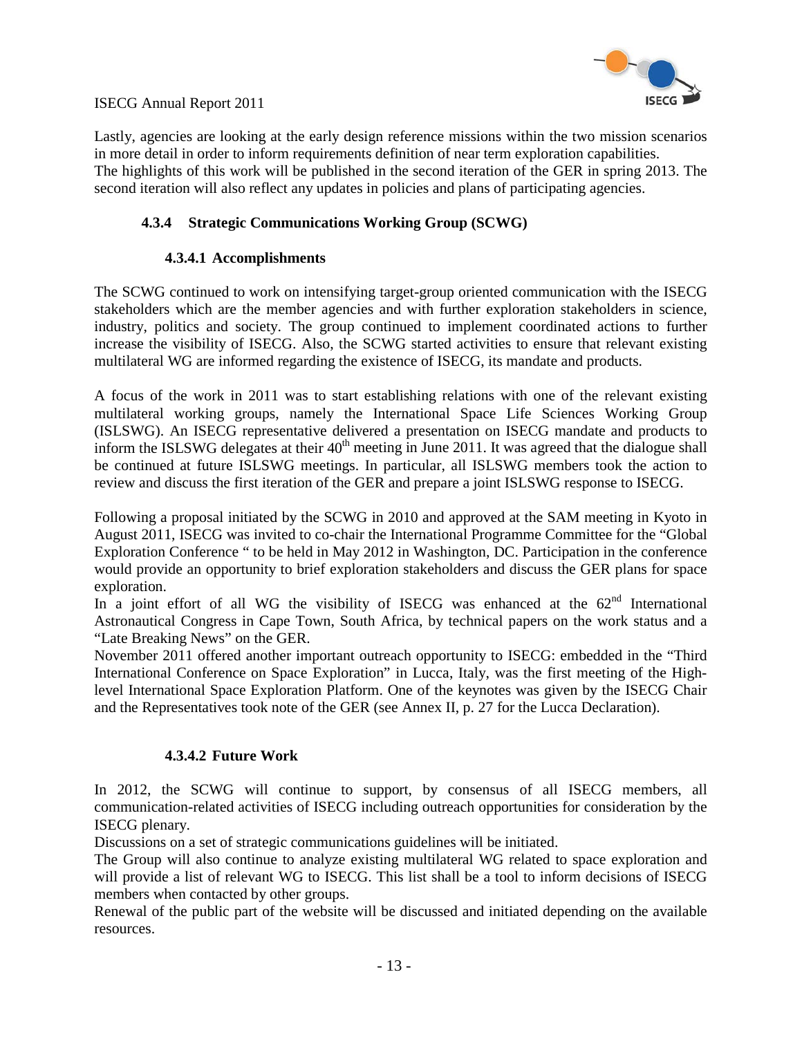Lastly, agencies are looking at the early design reference missions within the two mission scenarios in more detail in order to inform requirements definition of near term exploration capabilities.
The highlights of this work will be published in the second iteration of the GER in spring 2013. The second iteration will also reflect any updates in policies and plans of participating agencies.

### 4.3.4 Strategic Communications Working Group (SCWG)

#### 4.3.4.1 Accomplishments

The SCWG continued to work on intensifying target-group oriented communication with the ISECG stakeholders which are the member agencies and with further exploration stakeholders in science, industry, politics and society. The group continued to implement coordinated actions to further increase the visibility of ISECG. Also, the SCWG started activities to ensure that relevant existing multilateral WG are informed regarding the existence of ISECG, its mandate and products.

A focus of the work in 2011 was to start establishing relations with one of the relevant existing multilateral working groups, namely the International Space Life Sciences Working Group (ISLSWG). An ISECG representative delivered a presentation on ISECG mandate and products to inform the ISLSWG delegates at their 40th meeting in June 2011. It was agreed that the dialogue shall be continued at future ISLSWG meetings. In particular, all ISLSWG members took the action to review and discuss the first iteration of the GER and prepare a joint ISLSWG response to ISECG.

Following a proposal initiated by the SCWG in 2010 and approved at the SAM meeting in Kyoto in August 2011, ISECG was invited to co-chair the International Programme Committee for the "Global Exploration Conference " to be held in May 2012 in Washington, DC. Participation in the conference would provide an opportunity to brief exploration stakeholders and discuss the GER plans for space exploration.
In a joint effort of all WG the visibility of ISECG was enhanced at the 62nd International Astronautical Congress in Cape Town, South Africa, by technical papers on the work status and a "Late Breaking News" on the GER.
November 2011 offered another important outreach opportunity to ISECG: embedded in the "Third International Conference on Space Exploration" in Lucca, Italy, was the first meeting of the High-level International Space Exploration Platform. One of the keynotes was given by the ISECG Chair and the Representatives took note of the GER (see Annex II, p. 27 for the Lucca Declaration).

#### 4.3.4.2 Future Work

In 2012, the SCWG will continue to support, by consensus of all ISECG members, all communication-related activities of ISECG including outreach opportunities for consideration by the ISECG plenary.
Discussions on a set of strategic communications guidelines will be initiated.
The Group will also continue to analyze existing multilateral WG related to space exploration and will provide a list of relevant WG to ISECG. This list shall be a tool to inform decisions of ISECG members when contacted by other groups.
Renewal of the public part of the website will be discussed and initiated depending on the available resources.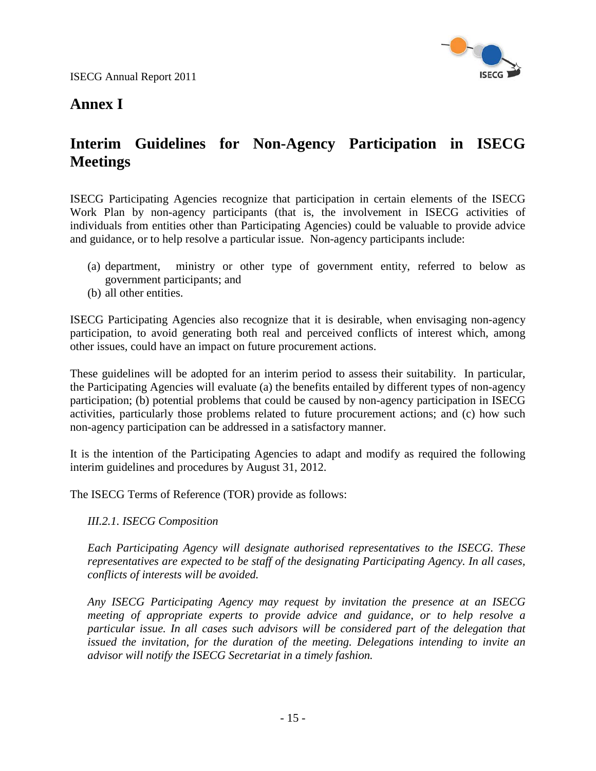# Annex I

# Interim Guidelines for Non-Agency Participation in ISECG Meetings

ISECG Participating Agencies recognize that participation in certain elements of the ISECG Work Plan by non-agency participants (that is, the involvement in ISECG activities of individuals from entities other than Participating Agencies) could be valuable to provide advice and guidance, or to help resolve a particular issue. Non-agency participants include:

(a) department, ministry or other type of government entity, referred to below as government participants; and
(b) all other entities.

ISECG Participating Agencies also recognize that it is desirable, when envisaging non-agency participation, to avoid generating both real and perceived conflicts of interest which, among other issues, could have an impact on future procurement actions.

These guidelines will be adopted for an interim period to assess their suitability. In particular, the Participating Agencies will evaluate (a) the benefits entailed by different types of non-agency participation; (b) potential problems that could be caused by non-agency participation in ISECG activities, particularly those problems related to future procurement actions; and (c) how such non-agency participation can be addressed in a satisfactory manner.

It is the intention of the Participating Agencies to adapt and modify as required the following interim guidelines and procedures by August 31, 2012.

The ISECG Terms of Reference (TOR) provide as follows:

*III.2.1. ISECG Composition*

*Each Participating Agency will designate authorised representatives to the ISECG. These representatives are expected to be staff of the designating Participating Agency. In all cases, conflicts of interests will be avoided.*

*Any ISECG Participating Agency may request by invitation the presence at an ISECG meeting of appropriate experts to provide advice and guidance, or to help resolve a particular issue. In all cases such advisors will be considered part of the delegation that issued the invitation, for the duration of the meeting. Delegations intending to invite an advisor will notify the ISECG Secretariat in a timely fashion.*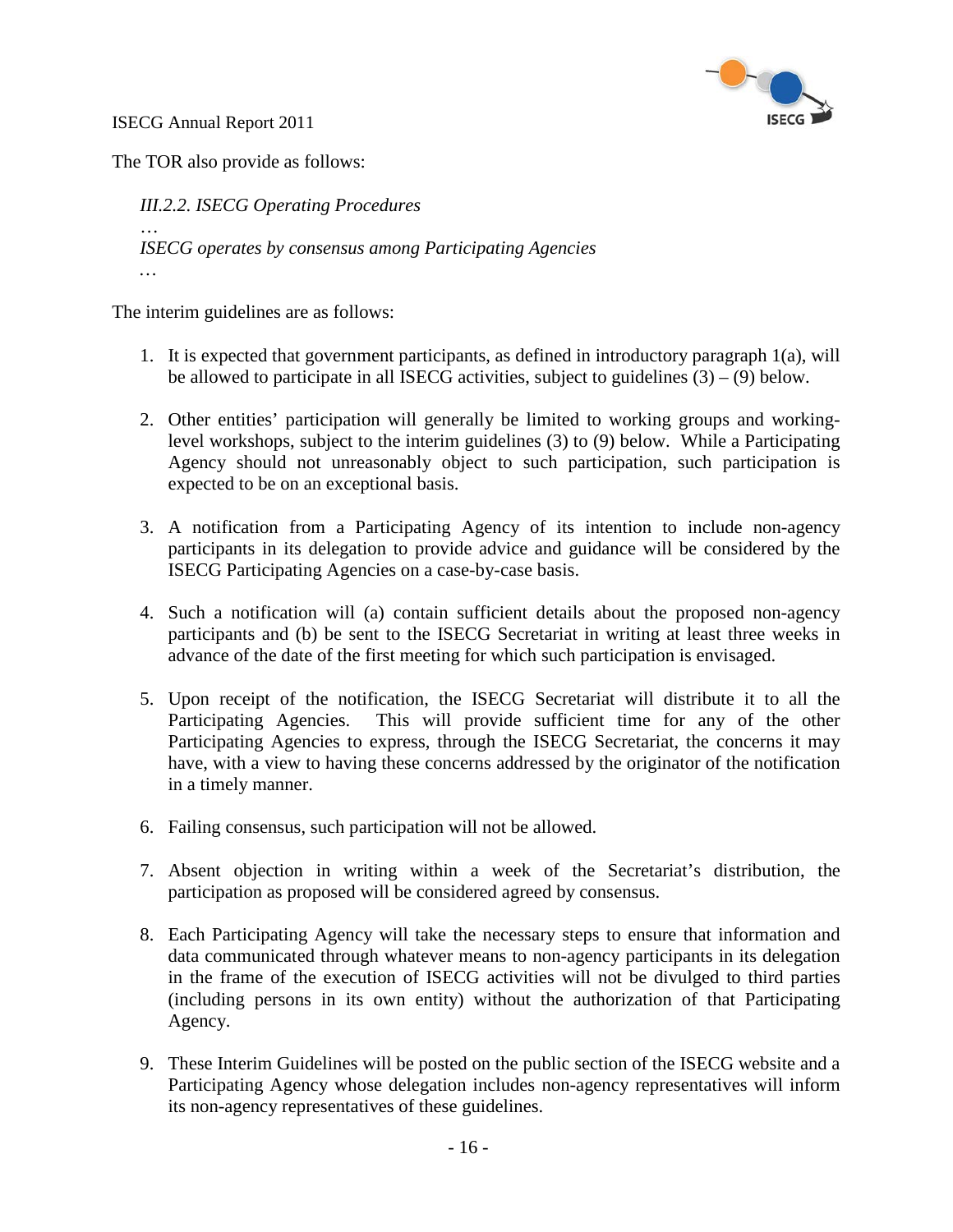The TOR also provide as follows:

> *III.2.2. ISECG Operating Procedures*
> *…*
> *ISECG operates by consensus among Participating Agencies*
> *…*

The interim guidelines are as follows:

1. It is expected that government participants, as defined in introductory paragraph 1(a), will be allowed to participate in all ISECG activities, subject to guidelines (3) – (9) below.

2. Other entities' participation will generally be limited to working groups and working-level workshops, subject to the interim guidelines (3) to (9) below. While a Participating Agency should not unreasonably object to such participation, such participation is expected to be on an exceptional basis.

3. A notification from a Participating Agency of its intention to include non-agency participants in its delegation to provide advice and guidance will be considered by the ISECG Participating Agencies on a case-by-case basis.

4. Such a notification will (a) contain sufficient details about the proposed non-agency participants and (b) be sent to the ISECG Secretariat in writing at least three weeks in advance of the date of the first meeting for which such participation is envisaged.

5. Upon receipt of the notification, the ISECG Secretariat will distribute it to all the Participating Agencies. This will provide sufficient time for any of the other Participating Agencies to express, through the ISECG Secretariat, the concerns it may have, with a view to having these concerns addressed by the originator of the notification in a timely manner.

6. Failing consensus, such participation will not be allowed.

7. Absent objection in writing within a week of the Secretariat's distribution, the participation as proposed will be considered agreed by consensus.

8. Each Participating Agency will take the necessary steps to ensure that information and data communicated through whatever means to non-agency participants in its delegation in the frame of the execution of ISECG activities will not be divulged to third parties (including persons in its own entity) without the authorization of that Participating Agency.

9. These Interim Guidelines will be posted on the public section of the ISECG website and a Participating Agency whose delegation includes non-agency representatives will inform its non-agency representatives of these guidelines.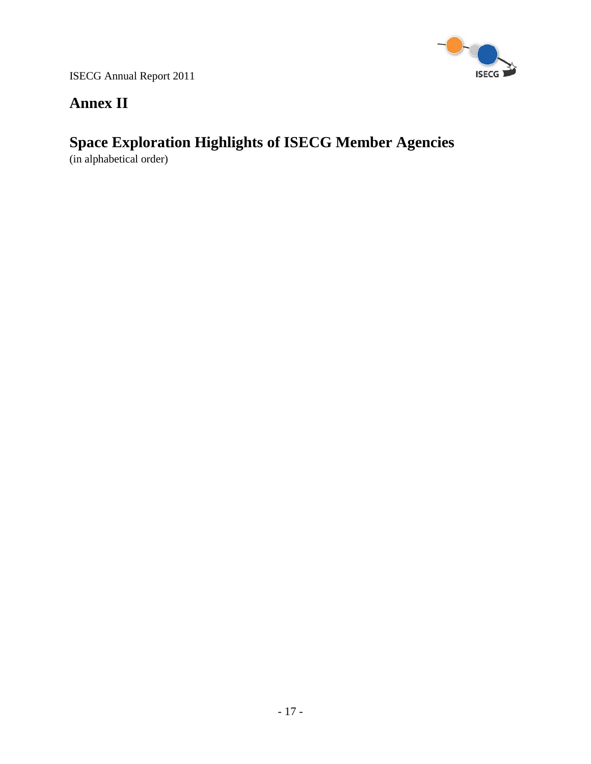# Annex II

## Space Exploration Highlights of ISECG Member Agencies

(in alphabetical order)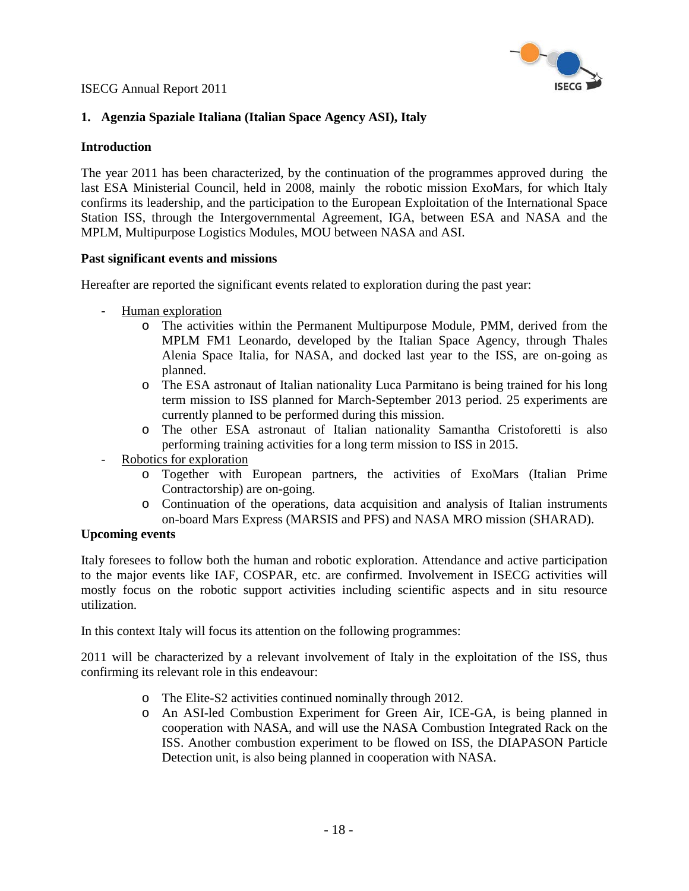## 1. Agenzia Spaziale Italiana (Italian Space Agency ASI), Italy

### Introduction

The year 2011 has been characterized, by the continuation of the programmes approved during the last ESA Ministerial Council, held in 2008, mainly the robotic mission ExoMars, for which Italy confirms its leadership, and the participation to the European Exploitation of the International Space Station ISS, through the Intergovernmental Agreement, IGA, between ESA and NASA and the MPLM, Multipurpose Logistics Modules, MOU between NASA and ASI.

### Past significant events and missions

Hereafter are reported the significant events related to exploration during the past year:

- Human exploration
  - The activities within the Permanent Multipurpose Module, PMM, derived from the MPLM FM1 Leonardo, developed by the Italian Space Agency, through Thales Alenia Space Italia, for NASA, and docked last year to the ISS, are on-going as planned.
  - The ESA astronaut of Italian nationality Luca Parmitano is being trained for his long term mission to ISS planned for March-September 2013 period. 25 experiments are currently planned to be performed during this mission.
  - The other ESA astronaut of Italian nationality Samantha Cristoforetti is also performing training activities for a long term mission to ISS in 2015.
- Robotics for exploration
  - Together with European partners, the activities of ExoMars (Italian Prime Contractorship) are on-going.
  - Continuation of the operations, data acquisition and analysis of Italian instruments on-board Mars Express (MARSIS and PFS) and NASA MRO mission (SHARAD).

### Upcoming events

Italy foresees to follow both the human and robotic exploration. Attendance and active participation to the major events like IAF, COSPAR, etc. are confirmed. Involvement in ISECG activities will mostly focus on the robotic support activities including scientific aspects and in situ resource utilization.

In this context Italy will focus its attention on the following programmes:

2011 will be characterized by a relevant involvement of Italy in the exploitation of the ISS, thus confirming its relevant role in this endeavour:

- The Elite-S2 activities continued nominally through 2012.
- An ASI-led Combustion Experiment for Green Air, ICE-GA, is being planned in cooperation with NASA, and will use the NASA Combustion Integrated Rack on the ISS. Another combustion experiment to be flowed on ISS, the DIAPASON Particle Detection unit, is also being planned in cooperation with NASA.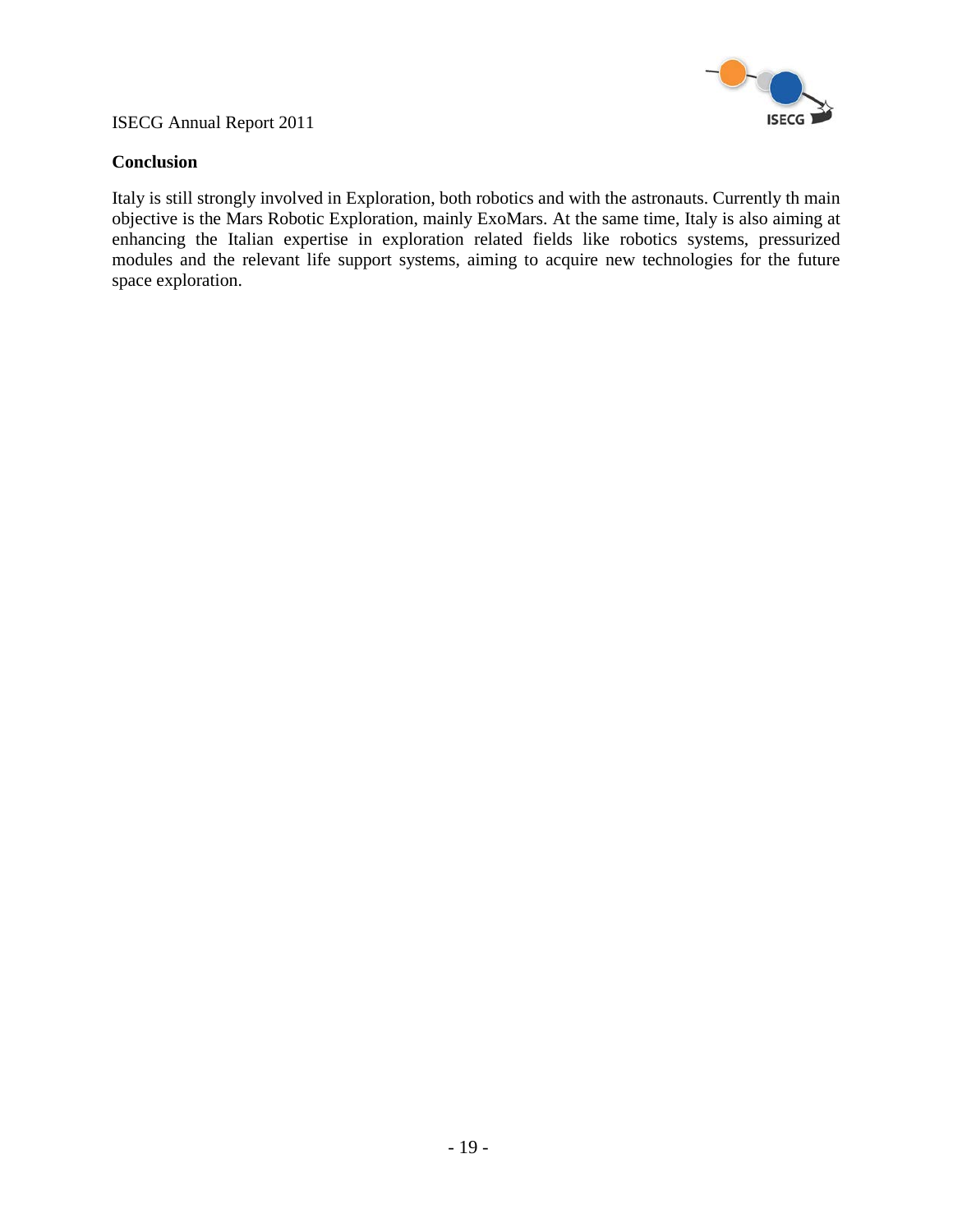**Conclusion**

Italy is still strongly involved in Exploration, both robotics and with the astronauts. Currently th main objective is the Mars Robotic Exploration, mainly ExoMars. At the same time, Italy is also aiming at enhancing the Italian expertise in exploration related fields like robotics systems, pressurized modules and the relevant life support systems, aiming to acquire new technologies for the future space exploration.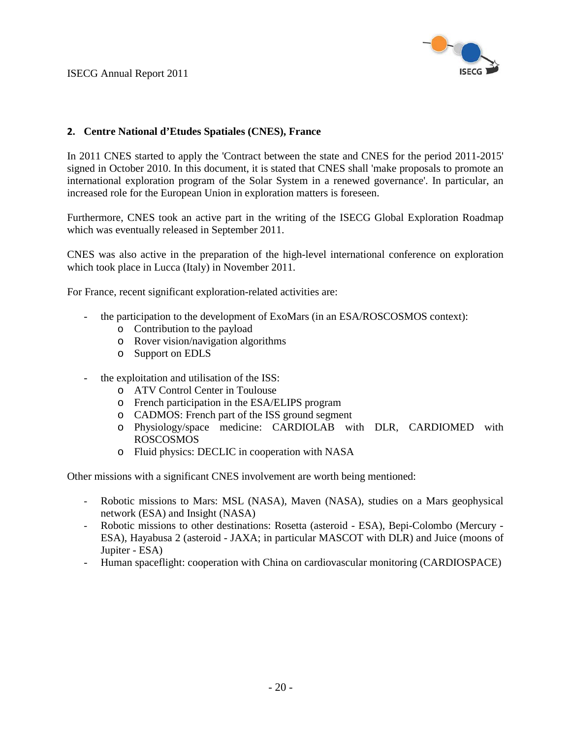## 2. Centre National d'Etudes Spatiales (CNES), France

In 2011 CNES started to apply the 'Contract between the state and CNES for the period 2011-2015' signed in October 2010. In this document, it is stated that CNES shall 'make proposals to promote an international exploration program of the Solar System in a renewed governance'. In particular, an increased role for the European Union in exploration matters is foreseen.

Furthermore, CNES took an active part in the writing of the ISECG Global Exploration Roadmap which was eventually released in September 2011.

CNES was also active in the preparation of the high-level international conference on exploration which took place in Lucca (Italy) in November 2011.

For France, recent significant exploration-related activities are:

- the participation to the development of ExoMars (in an ESA/ROSCOSMOS context):
  - Contribution to the payload
  - Rover vision/navigation algorithms
  - Support on EDLS

- the exploitation and utilisation of the ISS:
  - ATV Control Center in Toulouse
  - French participation in the ESA/ELIPS program
  - CADMOS: French part of the ISS ground segment
  - Physiology/space medicine: CARDIOLAB with DLR, CARDIOMED with ROSCOSMOS
  - Fluid physics: DECLIC in cooperation with NASA

Other missions with a significant CNES involvement are worth being mentioned:

- Robotic missions to Mars: MSL (NASA), Maven (NASA), studies on a Mars geophysical network (ESA) and Insight (NASA)
- Robotic missions to other destinations: Rosetta (asteroid - ESA), Bepi-Colombo (Mercury - ESA), Hayabusa 2 (asteroid - JAXA; in particular MASCOT with DLR) and Juice (moons of Jupiter - ESA)
- Human spaceflight: cooperation with China on cardiovascular monitoring (CARDIOSPACE)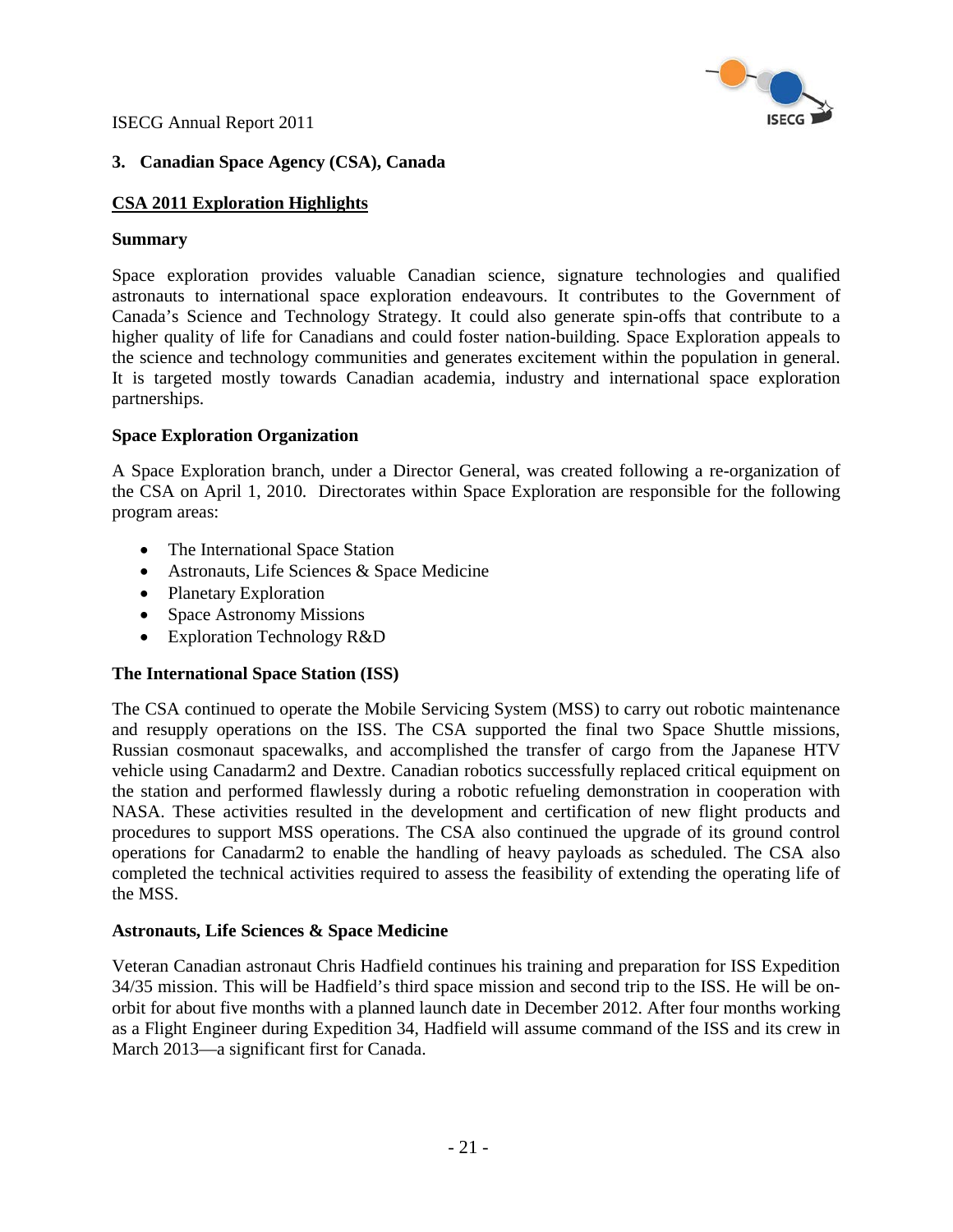## 3. Canadian Space Agency (CSA), Canada

### CSA 2011 Exploration Highlights

**Summary**

Space exploration provides valuable Canadian science, signature technologies and qualified astronauts to international space exploration endeavours. It contributes to the Government of Canada's Science and Technology Strategy. It could also generate spin-offs that contribute to a higher quality of life for Canadians and could foster nation-building. Space Exploration appeals to the science and technology communities and generates excitement within the population in general. It is targeted mostly towards Canadian academia, industry and international space exploration partnerships.

**Space Exploration Organization**

A Space Exploration branch, under a Director General, was created following a re-organization of the CSA on April 1, 2010. Directorates within Space Exploration are responsible for the following program areas:

- The International Space Station
- Astronauts, Life Sciences & Space Medicine
- Planetary Exploration
- Space Astronomy Missions
- Exploration Technology R&D

**The International Space Station (ISS)**

The CSA continued to operate the Mobile Servicing System (MSS) to carry out robotic maintenance and resupply operations on the ISS. The CSA supported the final two Space Shuttle missions, Russian cosmonaut spacewalks, and accomplished the transfer of cargo from the Japanese HTV vehicle using Canadarm2 and Dextre. Canadian robotics successfully replaced critical equipment on the station and performed flawlessly during a robotic refueling demonstration in cooperation with NASA. These activities resulted in the development and certification of new flight products and procedures to support MSS operations. The CSA also continued the upgrade of its ground control operations for Canadarm2 to enable the handling of heavy payloads as scheduled. The CSA also completed the technical activities required to assess the feasibility of extending the operating life of the MSS.

**Astronauts, Life Sciences & Space Medicine**

Veteran Canadian astronaut Chris Hadfield continues his training and preparation for ISS Expedition 34/35 mission. This will be Hadfield's third space mission and second trip to the ISS. He will be on-orbit for about five months with a planned launch date in December 2012. After four months working as a Flight Engineer during Expedition 34, Hadfield will assume command of the ISS and its crew in March 2013—a significant first for Canada.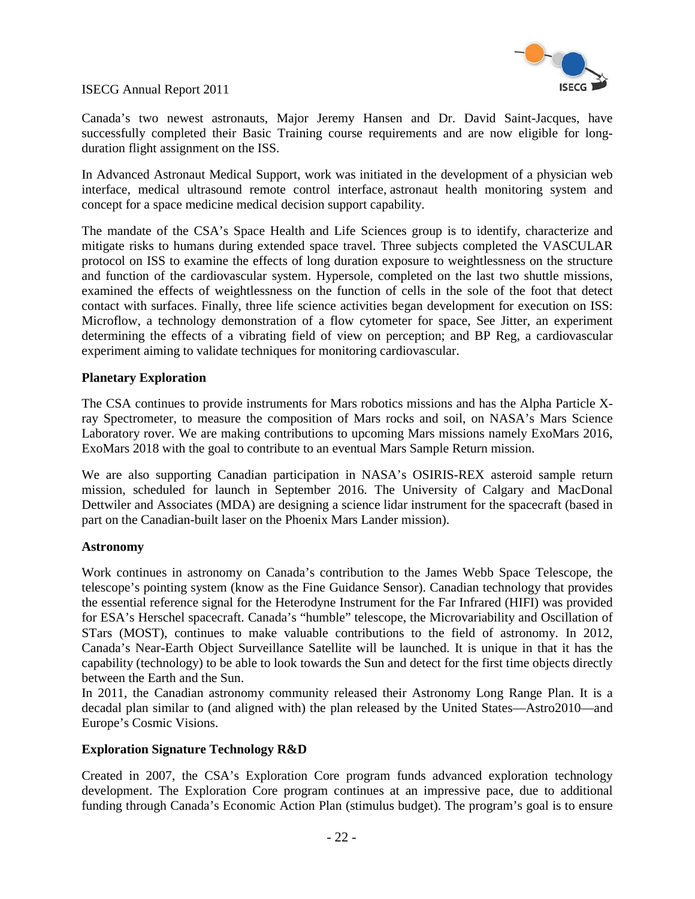Canada's two newest astronauts, Major Jeremy Hansen and Dr. David Saint-Jacques, have successfully completed their Basic Training course requirements and are now eligible for long-duration flight assignment on the ISS.

In Advanced Astronaut Medical Support, work was initiated in the development of a physician web interface, medical ultrasound remote control interface, astronaut health monitoring system and concept for a space medicine medical decision support capability.

The mandate of the CSA's Space Health and Life Sciences group is to identify, characterize and mitigate risks to humans during extended space travel. Three subjects completed the VASCULAR protocol on ISS to examine the effects of long duration exposure to weightlessness on the structure and function of the cardiovascular system. Hypersole, completed on the last two shuttle missions, examined the effects of weightlessness on the function of cells in the sole of the foot that detect contact with surfaces. Finally, three life science activities began development for execution on ISS: Microflow, a technology demonstration of a flow cytometer for space, See Jitter, an experiment determining the effects of a vibrating field of view on perception; and BP Reg, a cardiovascular experiment aiming to validate techniques for monitoring cardiovascular.

**Planetary Exploration**

The CSA continues to provide instruments for Mars robotics missions and has the Alpha Particle X-ray Spectrometer, to measure the composition of Mars rocks and soil, on NASA's Mars Science Laboratory rover. We are making contributions to upcoming Mars missions namely ExoMars 2016, ExoMars 2018 with the goal to contribute to an eventual Mars Sample Return mission.

We are also supporting Canadian participation in NASA's OSIRIS-REX asteroid sample return mission, scheduled for launch in September 2016. The University of Calgary and MacDonal Dettwiler and Associates (MDA) are designing a science lidar instrument for the spacecraft (based in part on the Canadian-built laser on the Phoenix Mars Lander mission).

**Astronomy**

Work continues in astronomy on Canada's contribution to the James Webb Space Telescope, the telescope's pointing system (know as the Fine Guidance Sensor). Canadian technology that provides the essential reference signal for the Heterodyne Instrument for the Far Infrared (HIFI) was provided for ESA's Herschel spacecraft. Canada's "humble" telescope, the Microvariability and Oscillation of STars (MOST), continues to make valuable contributions to the field of astronomy. In 2012, Canada's Near-Earth Object Surveillance Satellite will be launched. It is unique in that it has the capability (technology) to be able to look towards the Sun and detect for the first time objects directly between the Earth and the Sun.

In 2011, the Canadian astronomy community released their Astronomy Long Range Plan. It is a decadal plan similar to (and aligned with) the plan released by the United States—Astro2010—and Europe's Cosmic Visions.

**Exploration Signature Technology R&D**

Created in 2007, the CSA's Exploration Core program funds advanced exploration technology development. The Exploration Core program continues at an impressive pace, due to additional funding through Canada's Economic Action Plan (stimulus budget). The program's goal is to ensure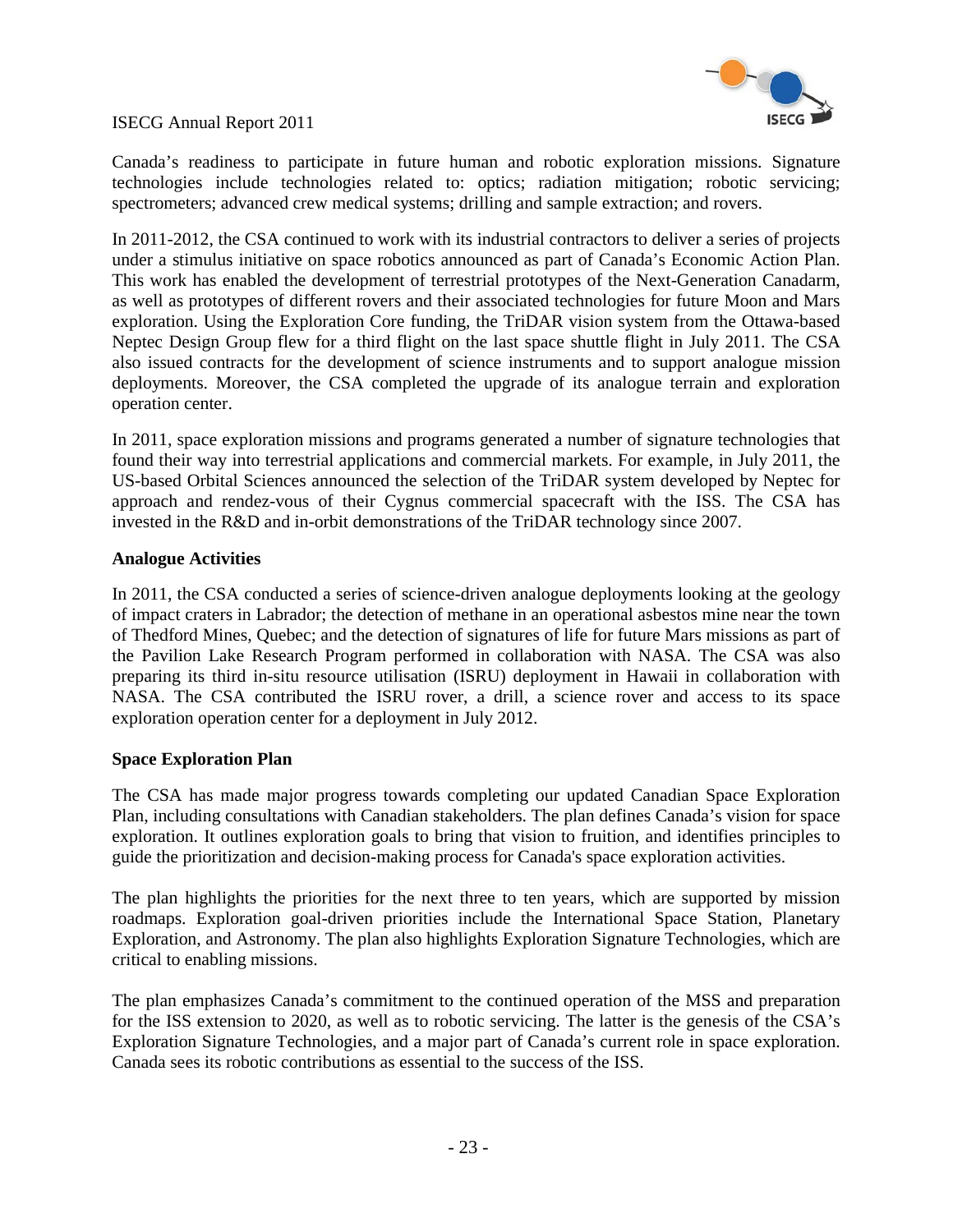Canada's readiness to participate in future human and robotic exploration missions. Signature technologies include technologies related to: optics; radiation mitigation; robotic servicing; spectrometers; advanced crew medical systems; drilling and sample extraction; and rovers.

In 2011-2012, the CSA continued to work with its industrial contractors to deliver a series of projects under a stimulus initiative on space robotics announced as part of Canada's Economic Action Plan. This work has enabled the development of terrestrial prototypes of the Next-Generation Canadarm, as well as prototypes of different rovers and their associated technologies for future Moon and Mars exploration. Using the Exploration Core funding, the TriDAR vision system from the Ottawa-based Neptec Design Group flew for a third flight on the last space shuttle flight in July 2011. The CSA also issued contracts for the development of science instruments and to support analogue mission deployments. Moreover, the CSA completed the upgrade of its analogue terrain and exploration operation center.

In 2011, space exploration missions and programs generated a number of signature technologies that found their way into terrestrial applications and commercial markets. For example, in July 2011, the US-based Orbital Sciences announced the selection of the TriDAR system developed by Neptec for approach and rendez-vous of their Cygnus commercial spacecraft with the ISS. The CSA has invested in the R&D and in-orbit demonstrations of the TriDAR technology since 2007.

**Analogue Activities**

In 2011, the CSA conducted a series of science-driven analogue deployments looking at the geology of impact craters in Labrador; the detection of methane in an operational asbestos mine near the town of Thedford Mines, Quebec; and the detection of signatures of life for future Mars missions as part of the Pavilion Lake Research Program performed in collaboration with NASA. The CSA was also preparing its third in-situ resource utilisation (ISRU) deployment in Hawaii in collaboration with NASA. The CSA contributed the ISRU rover, a drill, a science rover and access to its space exploration operation center for a deployment in July 2012.

**Space Exploration Plan**

The CSA has made major progress towards completing our updated Canadian Space Exploration Plan, including consultations with Canadian stakeholders. The plan defines Canada's vision for space exploration. It outlines exploration goals to bring that vision to fruition, and identifies principles to guide the prioritization and decision-making process for Canada's space exploration activities.

The plan highlights the priorities for the next three to ten years, which are supported by mission roadmaps. Exploration goal-driven priorities include the International Space Station, Planetary Exploration, and Astronomy. The plan also highlights Exploration Signature Technologies, which are critical to enabling missions.

The plan emphasizes Canada's commitment to the continued operation of the MSS and preparation for the ISS extension to 2020, as well as to robotic servicing. The latter is the genesis of the CSA's Exploration Signature Technologies, and a major part of Canada's current role in space exploration. Canada sees its robotic contributions as essential to the success of the ISS.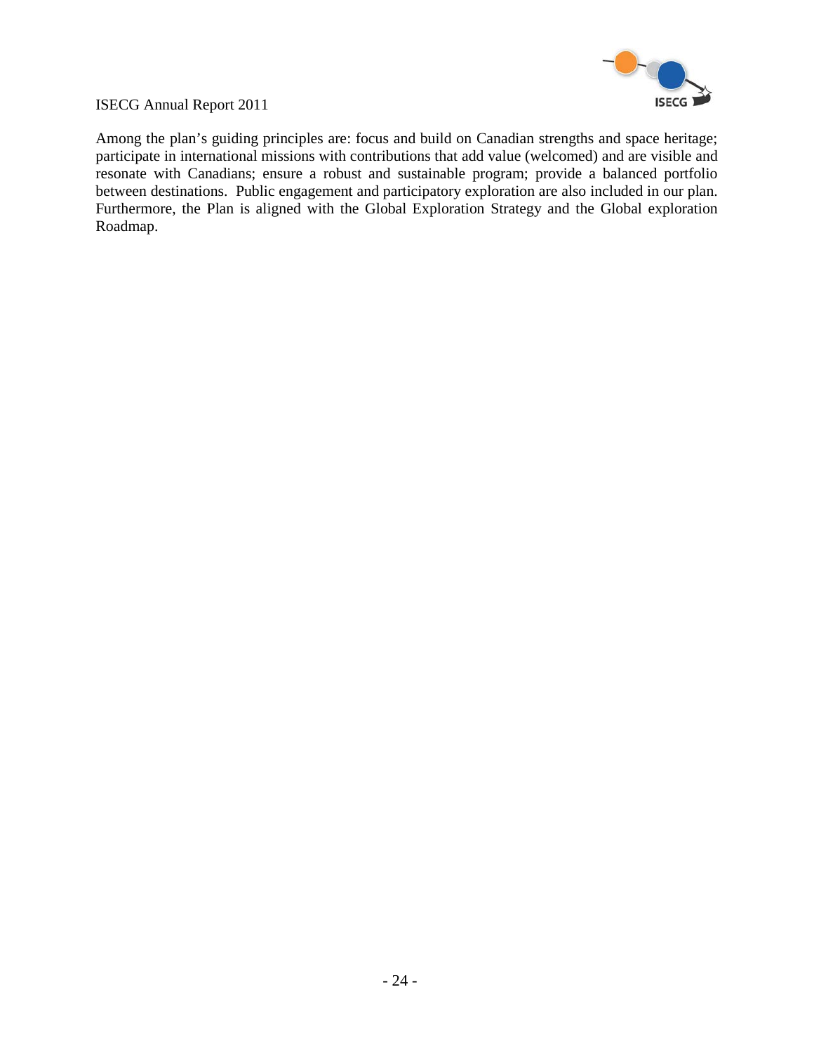Among the plan's guiding principles are: focus and build on Canadian strengths and space heritage; participate in international missions with contributions that add value (welcomed) and are visible and resonate with Canadians; ensure a robust and sustainable program; provide a balanced portfolio between destinations. Public engagement and participatory exploration are also included in our plan. Furthermore, the Plan is aligned with the Global Exploration Strategy and the Global exploration Roadmap.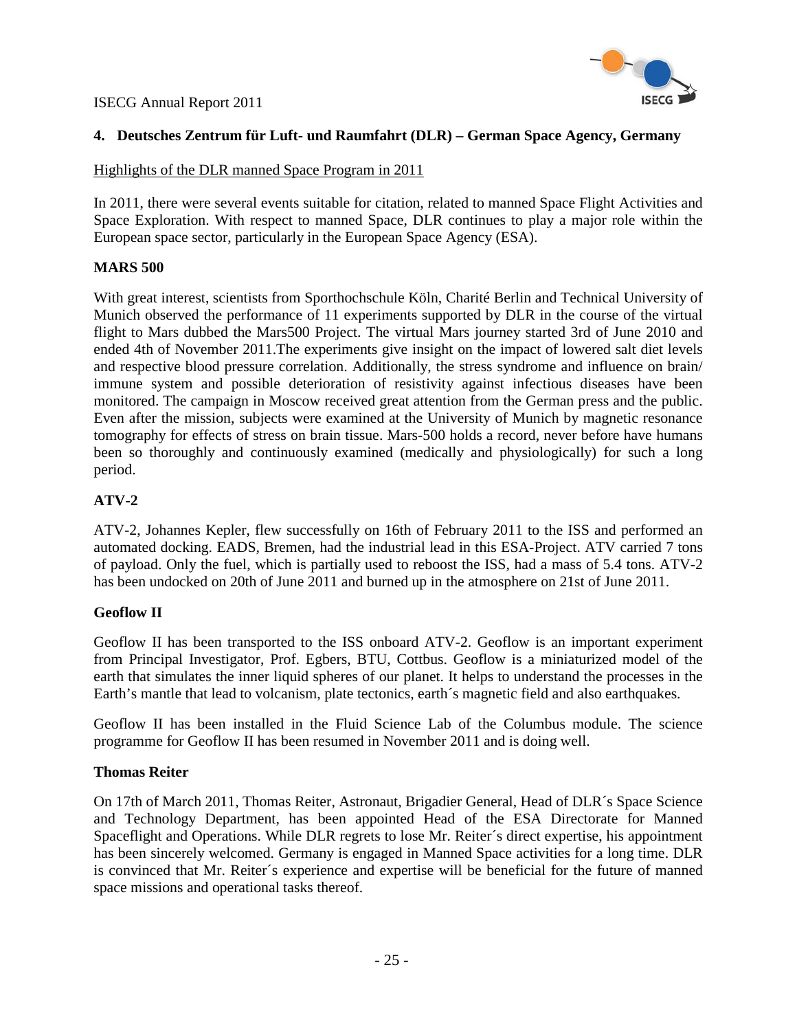## 4. Deutsches Zentrum für Luft- und Raumfahrt (DLR) – German Space Agency, Germany

Highlights of the DLR manned Space Program in 2011

In 2011, there were several events suitable for citation, related to manned Space Flight Activities and Space Exploration. With respect to manned Space, DLR continues to play a major role within the European space sector, particularly in the European Space Agency (ESA).

### MARS 500

With great interest, scientists from Sporthochschule Köln, Charité Berlin and Technical University of Munich observed the performance of 11 experiments supported by DLR in the course of the virtual flight to Mars dubbed the Mars500 Project. The virtual Mars journey started 3rd of June 2010 and ended 4th of November 2011.The experiments give insight on the impact of lowered salt diet levels and respective blood pressure correlation. Additionally, the stress syndrome and influence on brain/ immune system and possible deterioration of resistivity against infectious diseases have been monitored. The campaign in Moscow received great attention from the German press and the public. Even after the mission, subjects were examined at the University of Munich by magnetic resonance tomography for effects of stress on brain tissue. Mars-500 holds a record, never before have humans been so thoroughly and continuously examined (medically and physiologically) for such a long period.

### ATV-2

ATV-2, Johannes Kepler, flew successfully on 16th of February 2011 to the ISS and performed an automated docking. EADS, Bremen, had the industrial lead in this ESA-Project. ATV carried 7 tons of payload. Only the fuel, which is partially used to reboost the ISS, had a mass of 5.4 tons. ATV-2 has been undocked on 20th of June 2011 and burned up in the atmosphere on 21st of June 2011.

### Geoflow II

Geoflow II has been transported to the ISS onboard ATV-2. Geoflow is an important experiment from Principal Investigator, Prof. Egbers, BTU, Cottbus. Geoflow is a miniaturized model of the earth that simulates the inner liquid spheres of our planet. It helps to understand the processes in the Earth's mantle that lead to volcanism, plate tectonics, earth´s magnetic field and also earthquakes.

Geoflow II has been installed in the Fluid Science Lab of the Columbus module. The science programme for Geoflow II has been resumed in November 2011 and is doing well.

### Thomas Reiter

On 17th of March 2011, Thomas Reiter, Astronaut, Brigadier General, Head of DLR´s Space Science and Technology Department, has been appointed Head of the ESA Directorate for Manned Spaceflight and Operations. While DLR regrets to lose Mr. Reiter´s direct expertise, his appointment has been sincerely welcomed. Germany is engaged in Manned Space activities for a long time. DLR is convinced that Mr. Reiter´s experience and expertise will be beneficial for the future of manned space missions and operational tasks thereof.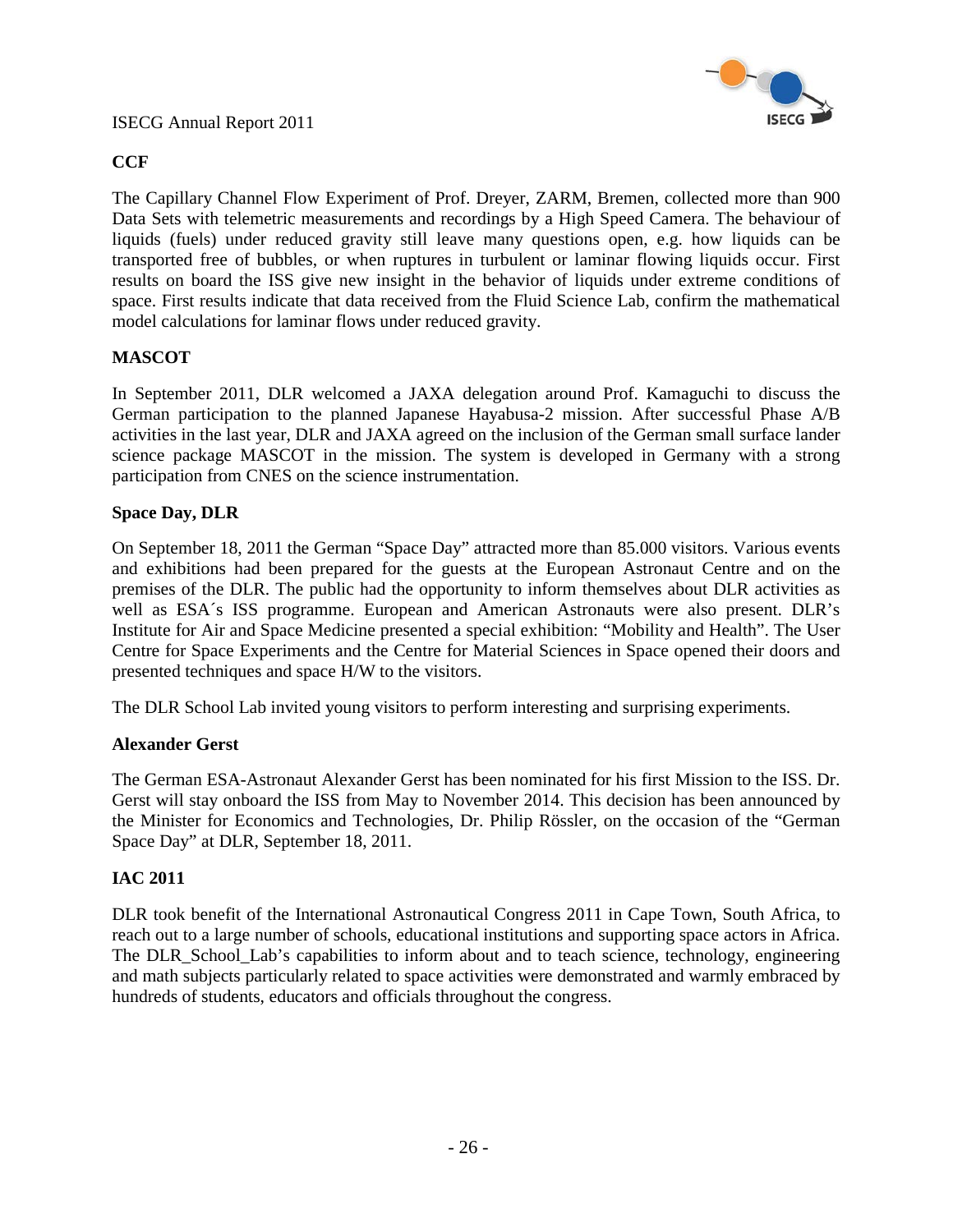**CCF**

The Capillary Channel Flow Experiment of Prof. Dreyer, ZARM, Bremen, collected more than 900 Data Sets with telemetric measurements and recordings by a High Speed Camera. The behaviour of liquids (fuels) under reduced gravity still leave many questions open, e.g. how liquids can be transported free of bubbles, or when ruptures in turbulent or laminar flowing liquids occur. First results on board the ISS give new insight in the behavior of liquids under extreme conditions of space. First results indicate that data received from the Fluid Science Lab, confirm the mathematical model calculations for laminar flows under reduced gravity.

**MASCOT**

In September 2011, DLR welcomed a JAXA delegation around Prof. Kamaguchi to discuss the German participation to the planned Japanese Hayabusa-2 mission. After successful Phase A/B activities in the last year, DLR and JAXA agreed on the inclusion of the German small surface lander science package MASCOT in the mission. The system is developed in Germany with a strong participation from CNES on the science instrumentation.

**Space Day, DLR**

On September 18, 2011 the German "Space Day" attracted more than 85.000 visitors. Various events and exhibitions had been prepared for the guests at the European Astronaut Centre and on the premises of the DLR. The public had the opportunity to inform themselves about DLR activities as well as ESA´s ISS programme. European and American Astronauts were also present. DLR's Institute for Air and Space Medicine presented a special exhibition: "Mobility and Health". The User Centre for Space Experiments and the Centre for Material Sciences in Space opened their doors and presented techniques and space H/W to the visitors.

The DLR School Lab invited young visitors to perform interesting and surprising experiments.

**Alexander Gerst**

The German ESA-Astronaut Alexander Gerst has been nominated for his first Mission to the ISS. Dr. Gerst will stay onboard the ISS from May to November 2014. This decision has been announced by the Minister for Economics and Technologies, Dr. Philip Rössler, on the occasion of the "German Space Day" at DLR, September 18, 2011.

**IAC 2011**

DLR took benefit of the International Astronautical Congress 2011 in Cape Town, South Africa, to reach out to a large number of schools, educational institutions and supporting space actors in Africa. The DLR_School_Lab's capabilities to inform about and to teach science, technology, engineering and math subjects particularly related to space activities were demonstrated and warmly embraced by hundreds of students, educators and officials throughout the congress.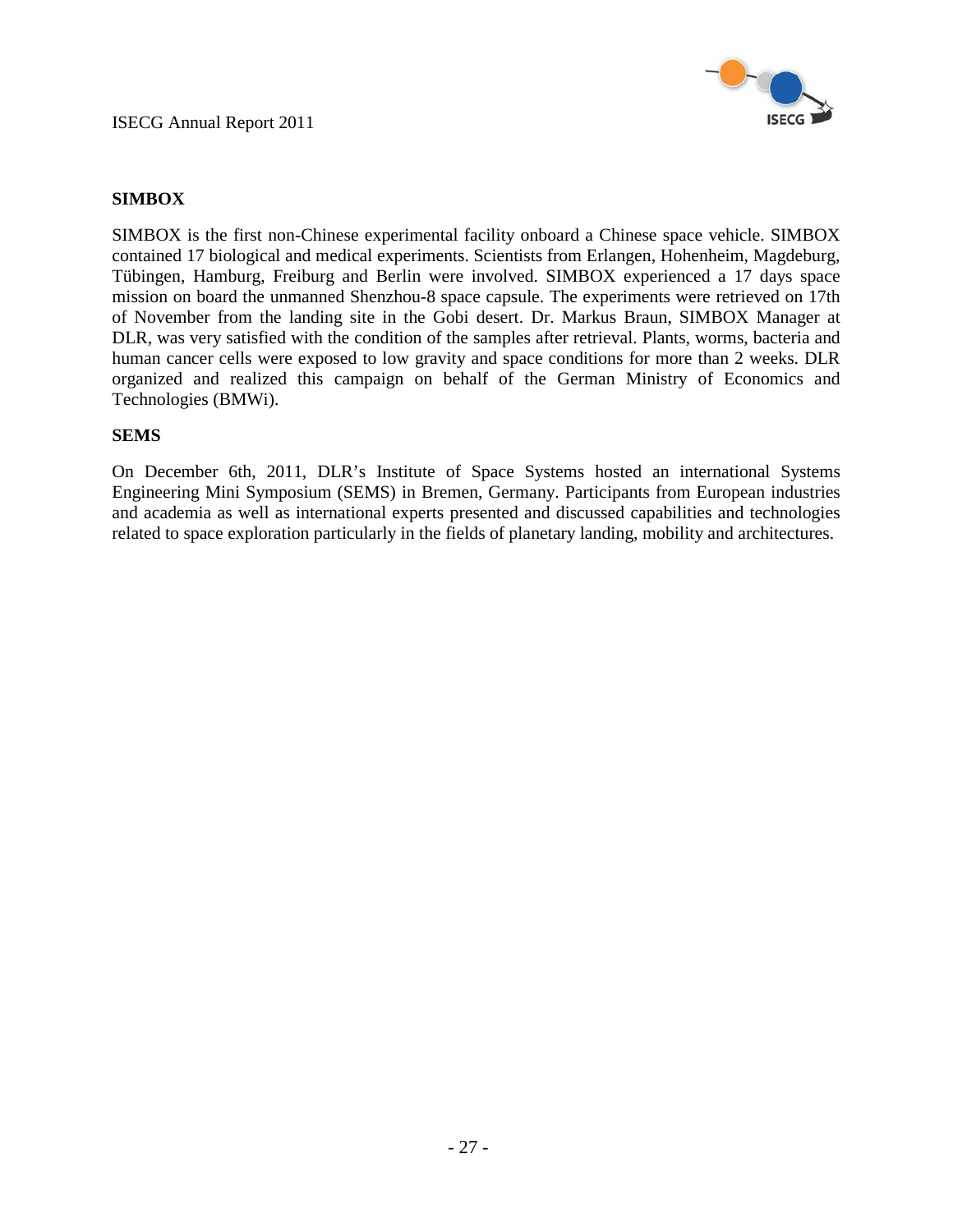**SIMBOX**

SIMBOX is the first non-Chinese experimental facility onboard a Chinese space vehicle. SIMBOX contained 17 biological and medical experiments. Scientists from Erlangen, Hohenheim, Magdeburg, Tübingen, Hamburg, Freiburg and Berlin were involved. SIMBOX experienced a 17 days space mission on board the unmanned Shenzhou-8 space capsule. The experiments were retrieved on 17th of November from the landing site in the Gobi desert. Dr. Markus Braun, SIMBOX Manager at DLR, was very satisfied with the condition of the samples after retrieval. Plants, worms, bacteria and human cancer cells were exposed to low gravity and space conditions for more than 2 weeks. DLR organized and realized this campaign on behalf of the German Ministry of Economics and Technologies (BMWi).

**SEMS**

On December 6th, 2011, DLR's Institute of Space Systems hosted an international Systems Engineering Mini Symposium (SEMS) in Bremen, Germany. Participants from European industries and academia as well as international experts presented and discussed capabilities and technologies related to space exploration particularly in the fields of planetary landing, mobility and architectures.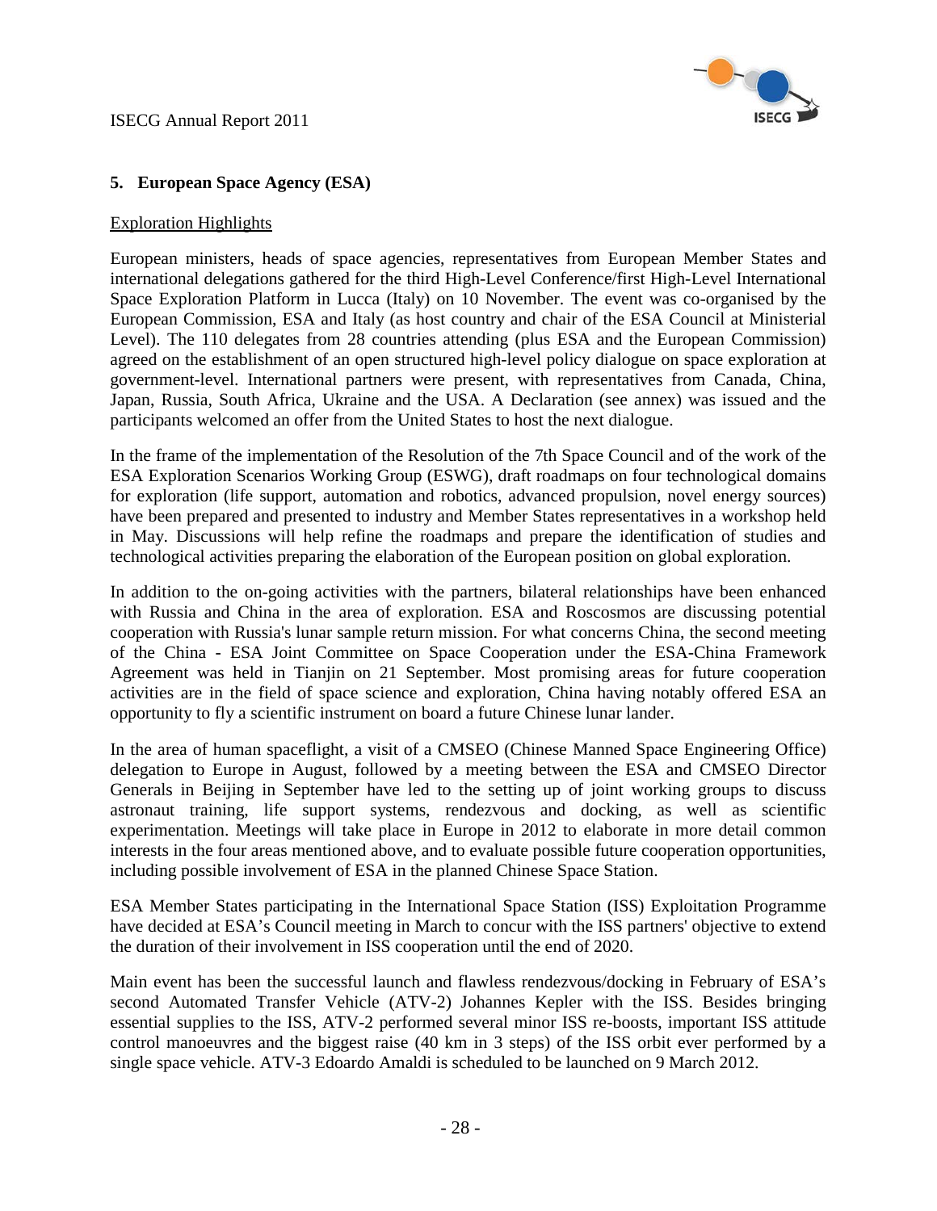## 5. European Space Agency (ESA)

<u>Exploration Highlights</u>

European ministers, heads of space agencies, representatives from European Member States and international delegations gathered for the third High-Level Conference/first High-Level International Space Exploration Platform in Lucca (Italy) on 10 November. The event was co-organised by the European Commission, ESA and Italy (as host country and chair of the ESA Council at Ministerial Level). The 110 delegates from 28 countries attending (plus ESA and the European Commission) agreed on the establishment of an open structured high-level policy dialogue on space exploration at government-level. International partners were present, with representatives from Canada, China, Japan, Russia, South Africa, Ukraine and the USA. A Declaration (see annex) was issued and the participants welcomed an offer from the United States to host the next dialogue.

In the frame of the implementation of the Resolution of the 7th Space Council and of the work of the ESA Exploration Scenarios Working Group (ESWG), draft roadmaps on four technological domains for exploration (life support, automation and robotics, advanced propulsion, novel energy sources) have been prepared and presented to industry and Member States representatives in a workshop held in May. Discussions will help refine the roadmaps and prepare the identification of studies and technological activities preparing the elaboration of the European position on global exploration.

In addition to the on-going activities with the partners, bilateral relationships have been enhanced with Russia and China in the area of exploration. ESA and Roscosmos are discussing potential cooperation with Russia's lunar sample return mission. For what concerns China, the second meeting of the China - ESA Joint Committee on Space Cooperation under the ESA-China Framework Agreement was held in Tianjin on 21 September. Most promising areas for future cooperation activities are in the field of space science and exploration, China having notably offered ESA an opportunity to fly a scientific instrument on board a future Chinese lunar lander.

In the area of human spaceflight, a visit of a CMSEO (Chinese Manned Space Engineering Office) delegation to Europe in August, followed by a meeting between the ESA and CMSEO Director Generals in Beijing in September have led to the setting up of joint working groups to discuss astronaut training, life support systems, rendezvous and docking, as well as scientific experimentation. Meetings will take place in Europe in 2012 to elaborate in more detail common interests in the four areas mentioned above, and to evaluate possible future cooperation opportunities, including possible involvement of ESA in the planned Chinese Space Station.

ESA Member States participating in the International Space Station (ISS) Exploitation Programme have decided at ESA's Council meeting in March to concur with the ISS partners' objective to extend the duration of their involvement in ISS cooperation until the end of 2020.

Main event has been the successful launch and flawless rendezvous/docking in February of ESA's second Automated Transfer Vehicle (ATV-2) Johannes Kepler with the ISS. Besides bringing essential supplies to the ISS, ATV-2 performed several minor ISS re-boosts, important ISS attitude control manoeuvres and the biggest raise (40 km in 3 steps) of the ISS orbit ever performed by a single space vehicle. ATV-3 Edoardo Amaldi is scheduled to be launched on 9 March 2012.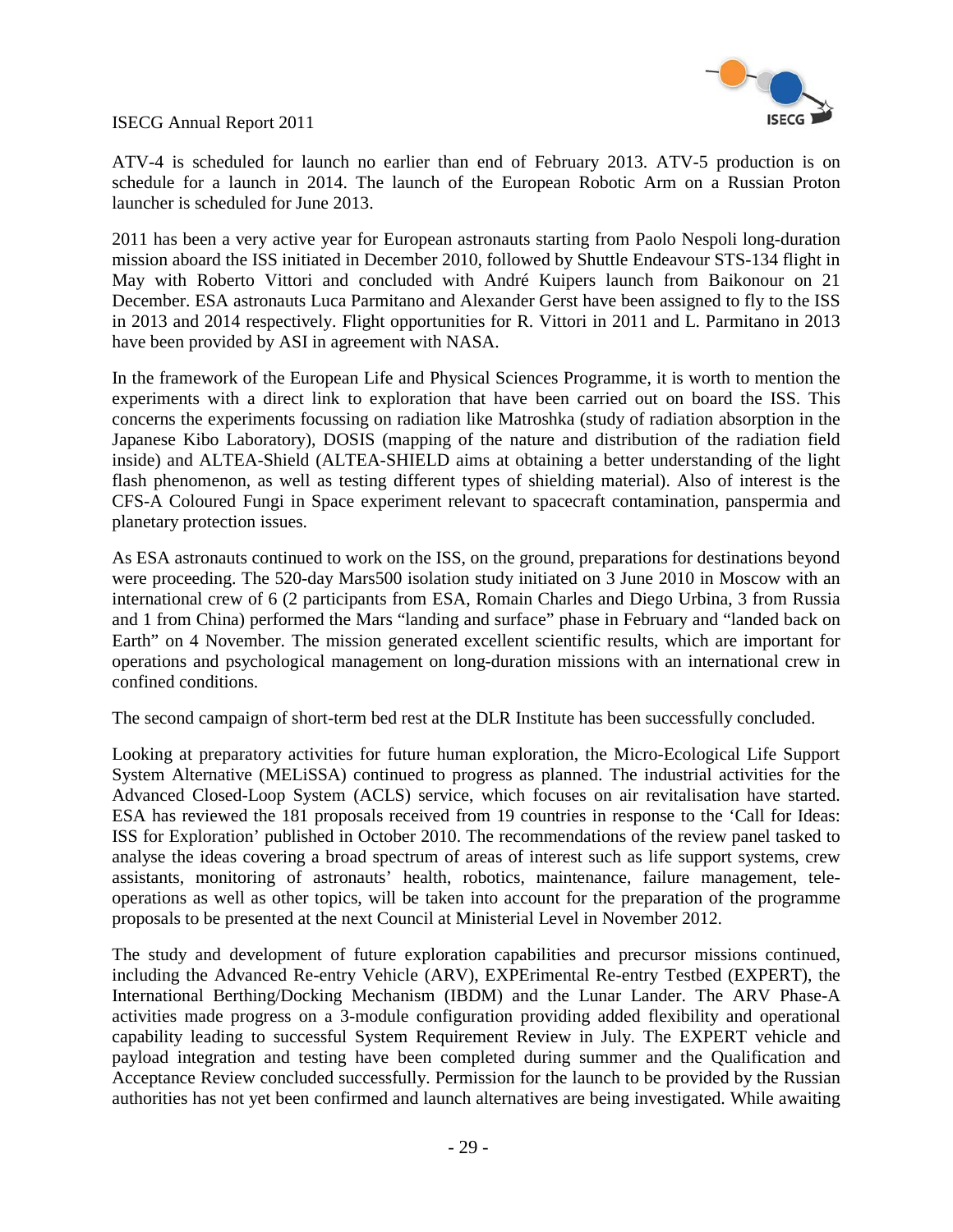ATV-4 is scheduled for launch no earlier than end of February 2013. ATV-5 production is on schedule for a launch in 2014. The launch of the European Robotic Arm on a Russian Proton launcher is scheduled for June 2013.

2011 has been a very active year for European astronauts starting from Paolo Nespoli long-duration mission aboard the ISS initiated in December 2010, followed by Shuttle Endeavour STS-134 flight in May with Roberto Vittori and concluded with André Kuipers launch from Baikonour on 21 December. ESA astronauts Luca Parmitano and Alexander Gerst have been assigned to fly to the ISS in 2013 and 2014 respectively. Flight opportunities for R. Vittori in 2011 and L. Parmitano in 2013 have been provided by ASI in agreement with NASA.

In the framework of the European Life and Physical Sciences Programme, it is worth to mention the experiments with a direct link to exploration that have been carried out on board the ISS. This concerns the experiments focussing on radiation like Matroshka (study of radiation absorption in the Japanese Kibo Laboratory), DOSIS (mapping of the nature and distribution of the radiation field inside) and ALTEA-Shield (ALTEA-SHIELD aims at obtaining a better understanding of the light flash phenomenon, as well as testing different types of shielding material). Also of interest is the CFS-A Coloured Fungi in Space experiment relevant to spacecraft contamination, panspermia and planetary protection issues.

As ESA astronauts continued to work on the ISS, on the ground, preparations for destinations beyond were proceeding. The 520-day Mars500 isolation study initiated on 3 June 2010 in Moscow with an international crew of 6 (2 participants from ESA, Romain Charles and Diego Urbina, 3 from Russia and 1 from China) performed the Mars "landing and surface" phase in February and "landed back on Earth" on 4 November. The mission generated excellent scientific results, which are important for operations and psychological management on long-duration missions with an international crew in confined conditions.

The second campaign of short-term bed rest at the DLR Institute has been successfully concluded.

Looking at preparatory activities for future human exploration, the Micro-Ecological Life Support System Alternative (MELiSSA) continued to progress as planned. The industrial activities for the Advanced Closed-Loop System (ACLS) service, which focuses on air revitalisation have started. ESA has reviewed the 181 proposals received from 19 countries in response to the 'Call for Ideas: ISS for Exploration' published in October 2010. The recommendations of the review panel tasked to analyse the ideas covering a broad spectrum of areas of interest such as life support systems, crew assistants, monitoring of astronauts' health, robotics, maintenance, failure management, tele-operations as well as other topics, will be taken into account for the preparation of the programme proposals to be presented at the next Council at Ministerial Level in November 2012.

The study and development of future exploration capabilities and precursor missions continued, including the Advanced Re-entry Vehicle (ARV), EXPErimental Re-entry Testbed (EXPERT), the International Berthing/Docking Mechanism (IBDM) and the Lunar Lander. The ARV Phase-A activities made progress on a 3-module configuration providing added flexibility and operational capability leading to successful System Requirement Review in July. The EXPERT vehicle and payload integration and testing have been completed during summer and the Qualification and Acceptance Review concluded successfully. Permission for the launch to be provided by the Russian authorities has not yet been confirmed and launch alternatives are being investigated. While awaiting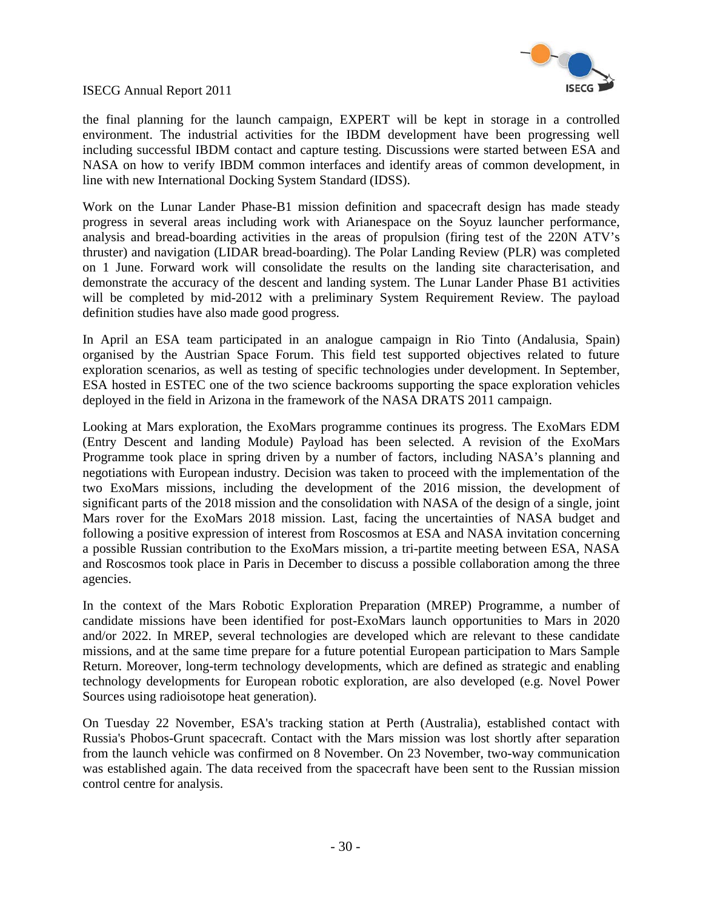the final planning for the launch campaign, EXPERT will be kept in storage in a controlled environment. The industrial activities for the IBDM development have been progressing well including successful IBDM contact and capture testing. Discussions were started between ESA and NASA on how to verify IBDM common interfaces and identify areas of common development, in line with new International Docking System Standard (IDSS).

Work on the Lunar Lander Phase-B1 mission definition and spacecraft design has made steady progress in several areas including work with Arianespace on the Soyuz launcher performance, analysis and bread-boarding activities in the areas of propulsion (firing test of the 220N ATV's thruster) and navigation (LIDAR bread-boarding). The Polar Landing Review (PLR) was completed on 1 June. Forward work will consolidate the results on the landing site characterisation, and demonstrate the accuracy of the descent and landing system. The Lunar Lander Phase B1 activities will be completed by mid-2012 with a preliminary System Requirement Review. The payload definition studies have also made good progress.

In April an ESA team participated in an analogue campaign in Rio Tinto (Andalusia, Spain) organised by the Austrian Space Forum. This field test supported objectives related to future exploration scenarios, as well as testing of specific technologies under development. In September, ESA hosted in ESTEC one of the two science backrooms supporting the space exploration vehicles deployed in the field in Arizona in the framework of the NASA DRATS 2011 campaign.

Looking at Mars exploration, the ExoMars programme continues its progress. The ExoMars EDM (Entry Descent and landing Module) Payload has been selected. A revision of the ExoMars Programme took place in spring driven by a number of factors, including NASA's planning and negotiations with European industry. Decision was taken to proceed with the implementation of the two ExoMars missions, including the development of the 2016 mission, the development of significant parts of the 2018 mission and the consolidation with NASA of the design of a single, joint Mars rover for the ExoMars 2018 mission. Last, facing the uncertainties of NASA budget and following a positive expression of interest from Roscosmos at ESA and NASA invitation concerning a possible Russian contribution to the ExoMars mission, a tri-partite meeting between ESA, NASA and Roscosmos took place in Paris in December to discuss a possible collaboration among the three agencies.

In the context of the Mars Robotic Exploration Preparation (MREP) Programme, a number of candidate missions have been identified for post-ExoMars launch opportunities to Mars in 2020 and/or 2022. In MREP, several technologies are developed which are relevant to these candidate missions, and at the same time prepare for a future potential European participation to Mars Sample Return. Moreover, long-term technology developments, which are defined as strategic and enabling technology developments for European robotic exploration, are also developed (e.g. Novel Power Sources using radioisotope heat generation).

On Tuesday 22 November, ESA's tracking station at Perth (Australia), established contact with Russia's Phobos-Grunt spacecraft. Contact with the Mars mission was lost shortly after separation from the launch vehicle was confirmed on 8 November. On 23 November, two-way communication was established again. The data received from the spacecraft have been sent to the Russian mission control centre for analysis.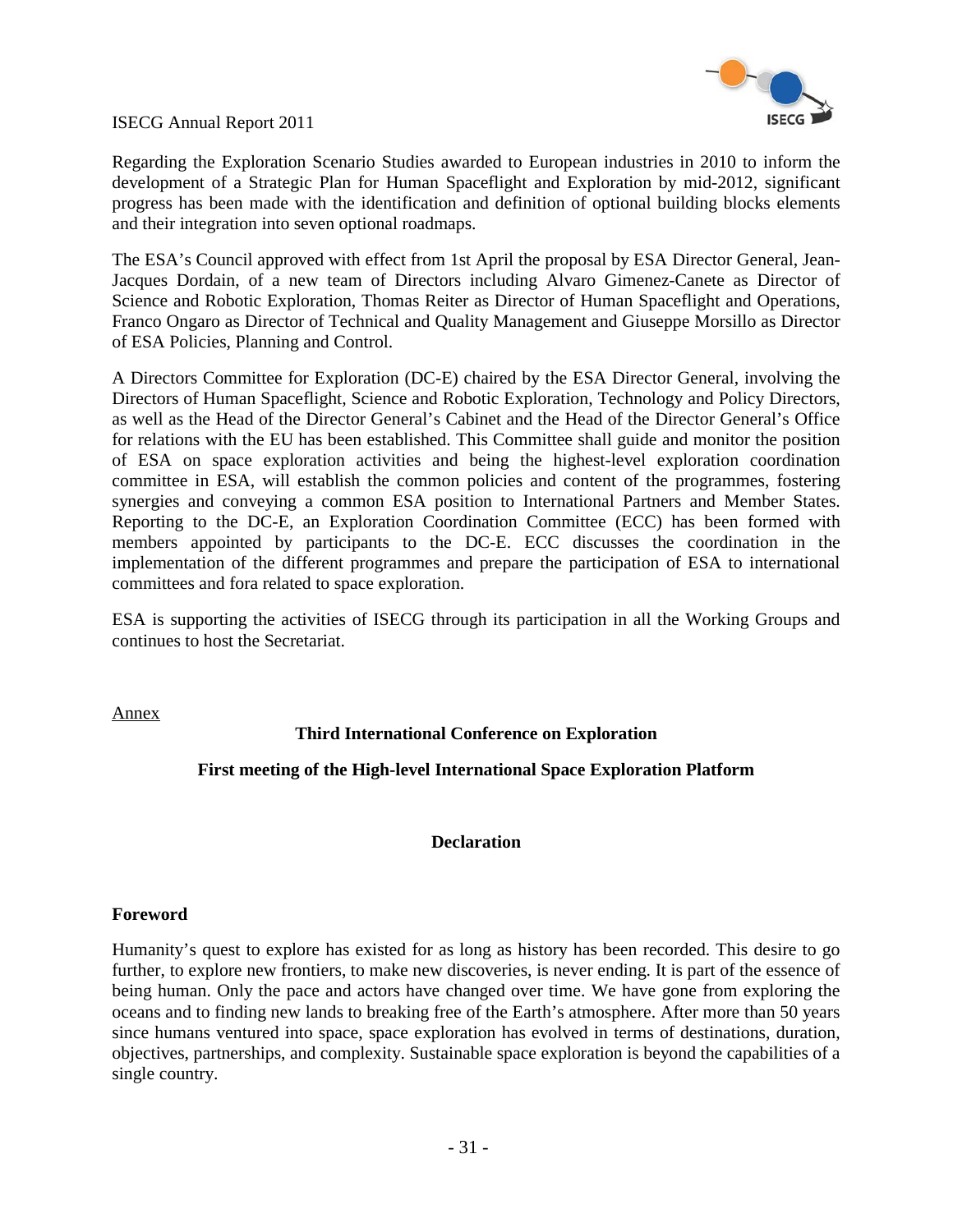Regarding the Exploration Scenario Studies awarded to European industries in 2010 to inform the development of a Strategic Plan for Human Spaceflight and Exploration by mid-2012, significant progress has been made with the identification and definition of optional building blocks elements and their integration into seven optional roadmaps.

The ESA's Council approved with effect from 1st April the proposal by ESA Director General, Jean-Jacques Dordain, of a new team of Directors including Alvaro Gimenez-Canete as Director of Science and Robotic Exploration, Thomas Reiter as Director of Human Spaceflight and Operations, Franco Ongaro as Director of Technical and Quality Management and Giuseppe Morsillo as Director of ESA Policies, Planning and Control.

A Directors Committee for Exploration (DC-E) chaired by the ESA Director General, involving the Directors of Human Spaceflight, Science and Robotic Exploration, Technology and Policy Directors, as well as the Head of the Director General's Cabinet and the Head of the Director General's Office for relations with the EU has been established. This Committee shall guide and monitor the position of ESA on space exploration activities and being the highest-level exploration coordination committee in ESA, will establish the common policies and content of the programmes, fostering synergies and conveying a common ESA position to International Partners and Member States. Reporting to the DC-E, an Exploration Coordination Committee (ECC) has been formed with members appointed by participants to the DC-E. ECC discusses the coordination in the implementation of the different programmes and prepare the participation of ESA to international committees and fora related to space exploration.

ESA is supporting the activities of ISECG through its participation in all the Working Groups and continues to host the Secretariat.

<u>Annex</u>

**Third International Conference on Exploration**

**First meeting of the High-level International Space Exploration Platform**

**Declaration**

**Foreword**

Humanity's quest to explore has existed for as long as history has been recorded. This desire to go further, to explore new frontiers, to make new discoveries, is never ending. It is part of the essence of being human. Only the pace and actors have changed over time. We have gone from exploring the oceans and to finding new lands to breaking free of the Earth's atmosphere. After more than 50 years since humans ventured into space, space exploration has evolved in terms of destinations, duration, objectives, partnerships, and complexity. Sustainable space exploration is beyond the capabilities of a single country.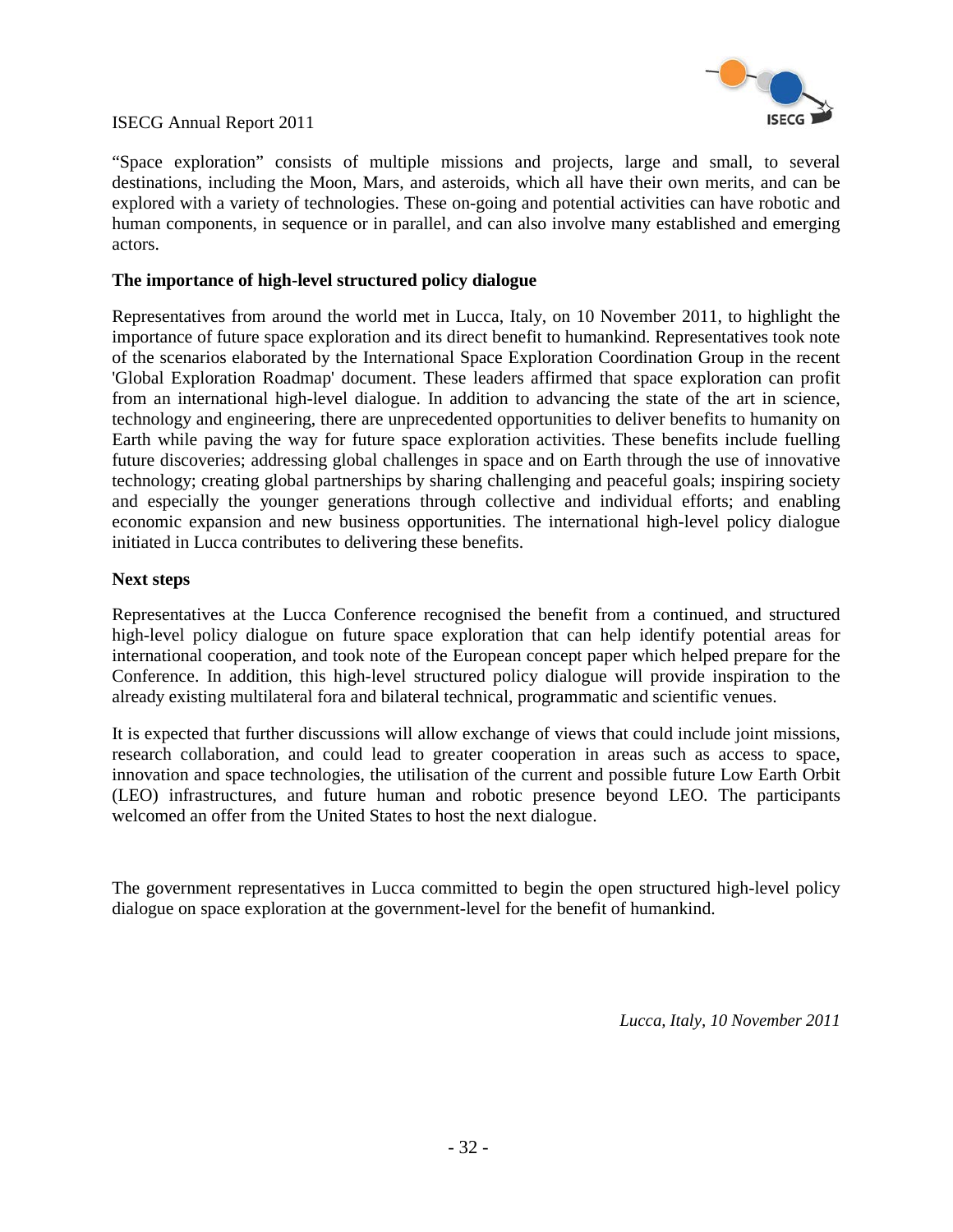"Space exploration" consists of multiple missions and projects, large and small, to several destinations, including the Moon, Mars, and asteroids, which all have their own merits, and can be explored with a variety of technologies. These on-going and potential activities can have robotic and human components, in sequence or in parallel, and can also involve many established and emerging actors.

**The importance of high-level structured policy dialogue**

Representatives from around the world met in Lucca, Italy, on 10 November 2011, to highlight the importance of future space exploration and its direct benefit to humankind. Representatives took note of the scenarios elaborated by the International Space Exploration Coordination Group in the recent 'Global Exploration Roadmap' document. These leaders affirmed that space exploration can profit from an international high-level dialogue. In addition to advancing the state of the art in science, technology and engineering, there are unprecedented opportunities to deliver benefits to humanity on Earth while paving the way for future space exploration activities. These benefits include fuelling future discoveries; addressing global challenges in space and on Earth through the use of innovative technology; creating global partnerships by sharing challenging and peaceful goals; inspiring society and especially the younger generations through collective and individual efforts; and enabling economic expansion and new business opportunities. The international high-level policy dialogue initiated in Lucca contributes to delivering these benefits.

**Next steps**

Representatives at the Lucca Conference recognised the benefit from a continued, and structured high-level policy dialogue on future space exploration that can help identify potential areas for international cooperation, and took note of the European concept paper which helped prepare for the Conference. In addition, this high-level structured policy dialogue will provide inspiration to the already existing multilateral fora and bilateral technical, programmatic and scientific venues.

It is expected that further discussions will allow exchange of views that could include joint missions, research collaboration, and could lead to greater cooperation in areas such as access to space, innovation and space technologies, the utilisation of the current and possible future Low Earth Orbit (LEO) infrastructures, and future human and robotic presence beyond LEO. The participants welcomed an offer from the United States to host the next dialogue.

The government representatives in Lucca committed to begin the open structured high-level policy dialogue on space exploration at the government-level for the benefit of humankind.

*Lucca, Italy, 10 November 2011*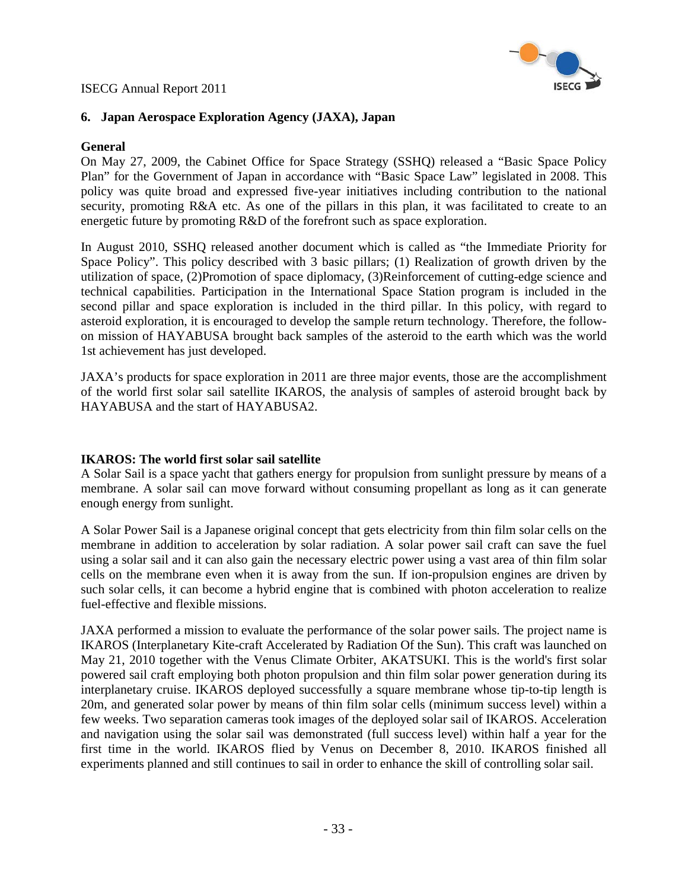## 6. Japan Aerospace Exploration Agency (JAXA), Japan

### General

On May 27, 2009, the Cabinet Office for Space Strategy (SSHQ) released a "Basic Space Policy Plan" for the Government of Japan in accordance with "Basic Space Law" legislated in 2008. This policy was quite broad and expressed five-year initiatives including contribution to the national security, promoting R&A etc. As one of the pillars in this plan, it was facilitated to create to an energetic future by promoting R&D of the forefront such as space exploration.

In August 2010, SSHQ released another document which is called as "the Immediate Priority for Space Policy". This policy described with 3 basic pillars; (1) Realization of growth driven by the utilization of space, (2)Promotion of space diplomacy, (3)Reinforcement of cutting-edge science and technical capabilities. Participation in the International Space Station program is included in the second pillar and space exploration is included in the third pillar. In this policy, with regard to asteroid exploration, it is encouraged to develop the sample return technology. Therefore, the follow-on mission of HAYABUSA brought back samples of the asteroid to the earth which was the world 1st achievement has just developed.

JAXA's products for space exploration in 2011 are three major events, those are the accomplishment of the world first solar sail satellite IKAROS, the analysis of samples of asteroid brought back by HAYABUSA and the start of HAYABUSA2.

### IKAROS: The world first solar sail satellite

A Solar Sail is a space yacht that gathers energy for propulsion from sunlight pressure by means of a membrane. A solar sail can move forward without consuming propellant as long as it can generate enough energy from sunlight.

A Solar Power Sail is a Japanese original concept that gets electricity from thin film solar cells on the membrane in addition to acceleration by solar radiation. A solar power sail craft can save the fuel using a solar sail and it can also gain the necessary electric power using a vast area of thin film solar cells on the membrane even when it is away from the sun. If ion-propulsion engines are driven by such solar cells, it can become a hybrid engine that is combined with photon acceleration to realize fuel-effective and flexible missions.

JAXA performed a mission to evaluate the performance of the solar power sails. The project name is IKAROS (Interplanetary Kite-craft Accelerated by Radiation Of the Sun). This craft was launched on May 21, 2010 together with the Venus Climate Orbiter, AKATSUKI. This is the world's first solar powered sail craft employing both photon propulsion and thin film solar power generation during its interplanetary cruise. IKAROS deployed successfully a square membrane whose tip-to-tip length is 20m, and generated solar power by means of thin film solar cells (minimum success level) within a few weeks. Two separation cameras took images of the deployed solar sail of IKAROS. Acceleration and navigation using the solar sail was demonstrated (full success level) within half a year for the first time in the world. IKAROS flied by Venus on December 8, 2010. IKAROS finished all experiments planned and still continues to sail in order to enhance the skill of controlling solar sail.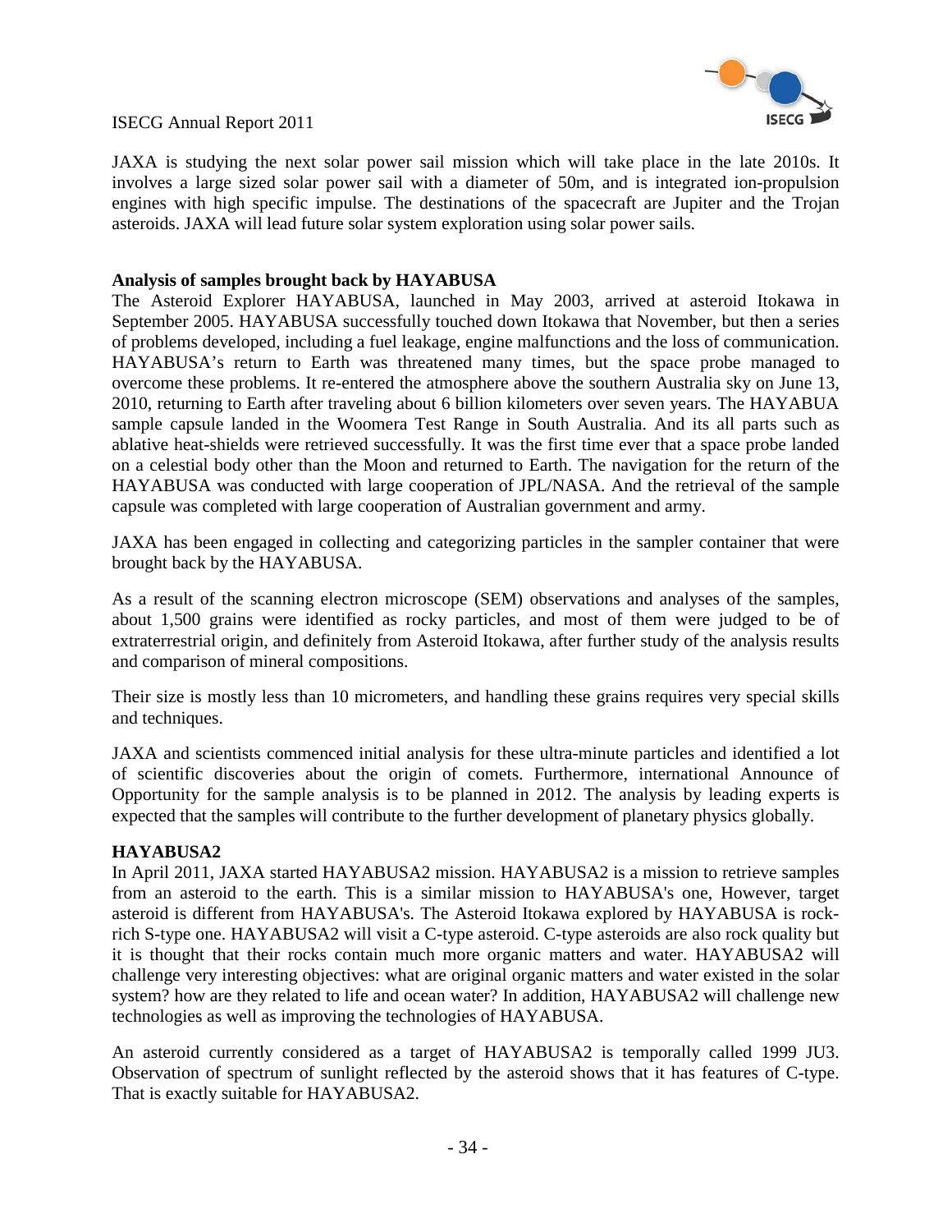JAXA is studying the next solar power sail mission which will take place in the late 2010s. It involves a large sized solar power sail with a diameter of 50m, and is integrated ion-propulsion engines with high specific impulse. The destinations of the spacecraft are Jupiter and the Trojan asteroids. JAXA will lead future solar system exploration using solar power sails.

**Analysis of samples brought back by HAYABUSA**

The Asteroid Explorer HAYABUSA, launched in May 2003, arrived at asteroid Itokawa in September 2005. HAYABUSA successfully touched down Itokawa that November, but then a series of problems developed, including a fuel leakage, engine malfunctions and the loss of communication. HAYABUSA's return to Earth was threatened many times, but the space probe managed to overcome these problems. It re-entered the atmosphere above the southern Australia sky on June 13, 2010, returning to Earth after traveling about 6 billion kilometers over seven years. The HAYABUA sample capsule landed in the Woomera Test Range in South Australia. And its all parts such as ablative heat-shields were retrieved successfully. It was the first time ever that a space probe landed on a celestial body other than the Moon and returned to Earth. The navigation for the return of the HAYABUSA was conducted with large cooperation of JPL/NASA. And the retrieval of the sample capsule was completed with large cooperation of Australian government and army.

JAXA has been engaged in collecting and categorizing particles in the sampler container that were brought back by the HAYABUSA.

As a result of the scanning electron microscope (SEM) observations and analyses of the samples, about 1,500 grains were identified as rocky particles, and most of them were judged to be of extraterrestrial origin, and definitely from Asteroid Itokawa, after further study of the analysis results and comparison of mineral compositions.

Their size is mostly less than 10 micrometers, and handling these grains requires very special skills and techniques.

JAXA and scientists commenced initial analysis for these ultra-minute particles and identified a lot of scientific discoveries about the origin of comets. Furthermore, international Announce of Opportunity for the sample analysis is to be planned in 2012. The analysis by leading experts is expected that the samples will contribute to the further development of planetary physics globally.

**HAYABUSA2**

In April 2011, JAXA started HAYABUSA2 mission. HAYABUSA2 is a mission to retrieve samples from an asteroid to the earth. This is a similar mission to HAYABUSA's one, However, target asteroid is different from HAYABUSA's. The Asteroid Itokawa explored by HAYABUSA is rock-rich S-type one. HAYABUSA2 will visit a C-type asteroid. C-type asteroids are also rock quality but it is thought that their rocks contain much more organic matters and water. HAYABUSA2 will challenge very interesting objectives: what are original organic matters and water existed in the solar system? how are they related to life and ocean water? In addition, HAYABUSA2 will challenge new technologies as well as improving the technologies of HAYABUSA.

An asteroid currently considered as a target of HAYABUSA2 is temporally called 1999 JU3. Observation of spectrum of sunlight reflected by the asteroid shows that it has features of C-type. That is exactly suitable for HAYABUSA2.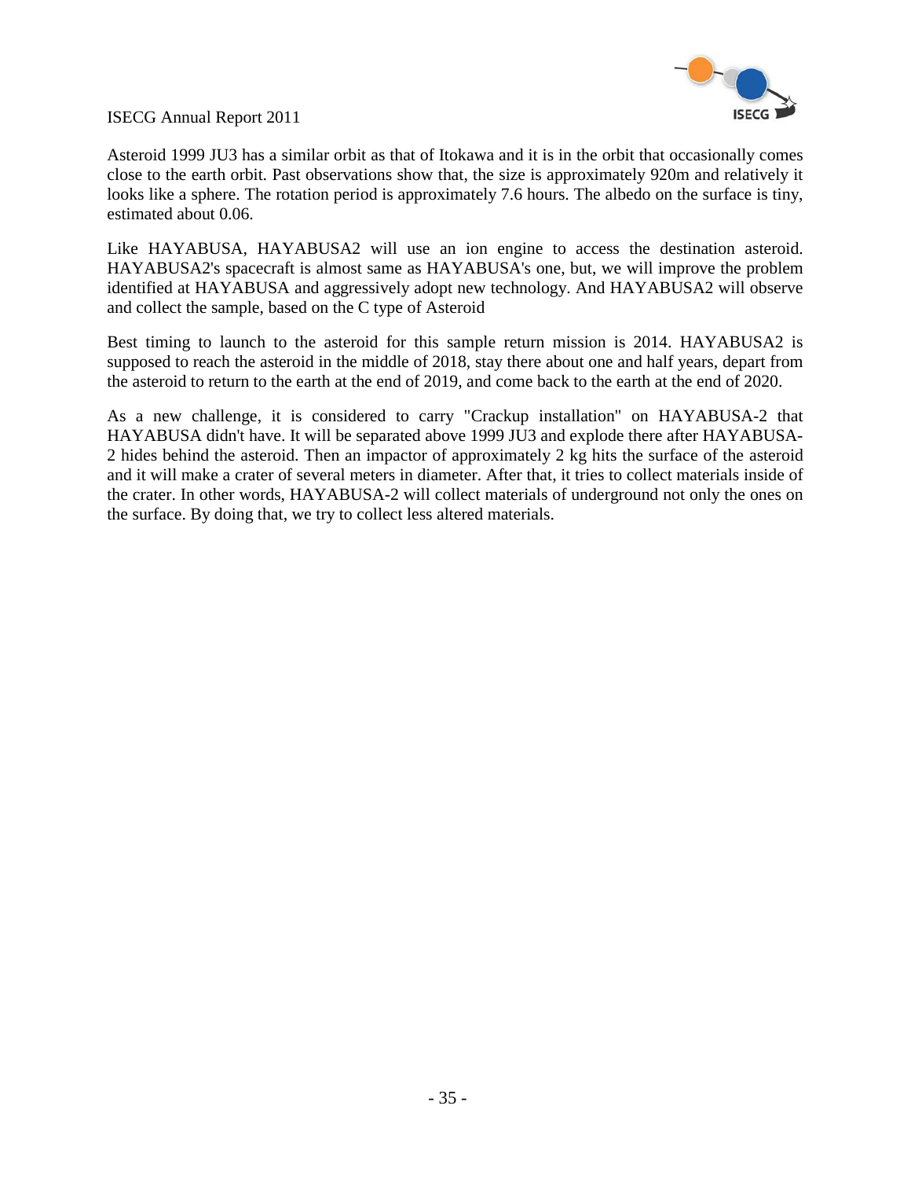Asteroid 1999 JU3 has a similar orbit as that of Itokawa and it is in the orbit that occasionally comes close to the earth orbit. Past observations show that, the size is approximately 920m and relatively it looks like a sphere. The rotation period is approximately 7.6 hours. The albedo on the surface is tiny, estimated about 0.06.

Like HAYABUSA, HAYABUSA2 will use an ion engine to access the destination asteroid. HAYABUSA2's spacecraft is almost same as HAYABUSA's one, but, we will improve the problem identified at HAYABUSA and aggressively adopt new technology. And HAYABUSA2 will observe and collect the sample, based on the C type of Asteroid

Best timing to launch to the asteroid for this sample return mission is 2014. HAYABUSA2 is supposed to reach the asteroid in the middle of 2018, stay there about one and half years, depart from the asteroid to return to the earth at the end of 2019, and come back to the earth at the end of 2020.

As a new challenge, it is considered to carry "Crackup installation" on HAYABUSA-2 that HAYABUSA didn't have. It will be separated above 1999 JU3 and explode there after HAYABUSA-2 hides behind the asteroid. Then an impactor of approximately 2 kg hits the surface of the asteroid and it will make a crater of several meters in diameter. After that, it tries to collect materials inside of the crater. In other words, HAYABUSA-2 will collect materials of underground not only the ones on the surface. By doing that, we try to collect less altered materials.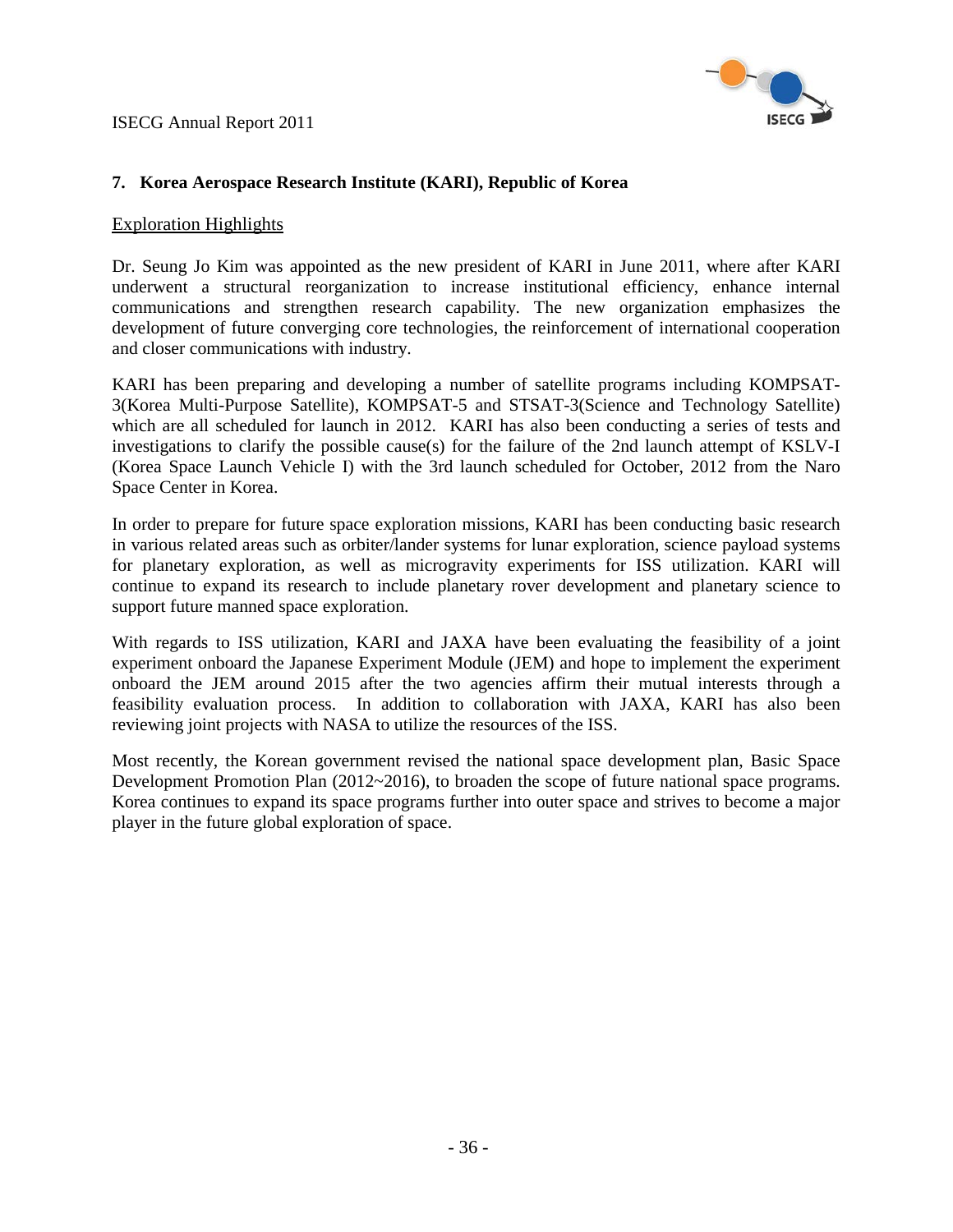## 7. Korea Aerospace Research Institute (KARI), Republic of Korea

### Exploration Highlights

Dr. Seung Jo Kim was appointed as the new president of KARI in June 2011, where after KARI underwent a structural reorganization to increase institutional efficiency, enhance internal communications and strengthen research capability. The new organization emphasizes the development of future converging core technologies, the reinforcement of international cooperation and closer communications with industry.

KARI has been preparing and developing a number of satellite programs including KOMPSAT-3(Korea Multi-Purpose Satellite), KOMPSAT-5 and STSAT-3(Science and Technology Satellite) which are all scheduled for launch in 2012. KARI has also been conducting a series of tests and investigations to clarify the possible cause(s) for the failure of the 2nd launch attempt of KSLV-I (Korea Space Launch Vehicle I) with the 3rd launch scheduled for October, 2012 from the Naro Space Center in Korea.

In order to prepare for future space exploration missions, KARI has been conducting basic research in various related areas such as orbiter/lander systems for lunar exploration, science payload systems for planetary exploration, as well as microgravity experiments for ISS utilization. KARI will continue to expand its research to include planetary rover development and planetary science to support future manned space exploration.

With regards to ISS utilization, KARI and JAXA have been evaluating the feasibility of a joint experiment onboard the Japanese Experiment Module (JEM) and hope to implement the experiment onboard the JEM around 2015 after the two agencies affirm their mutual interests through a feasibility evaluation process. In addition to collaboration with JAXA, KARI has also been reviewing joint projects with NASA to utilize the resources of the ISS.

Most recently, the Korean government revised the national space development plan, Basic Space Development Promotion Plan (2012~2016), to broaden the scope of future national space programs. Korea continues to expand its space programs further into outer space and strives to become a major player in the future global exploration of space.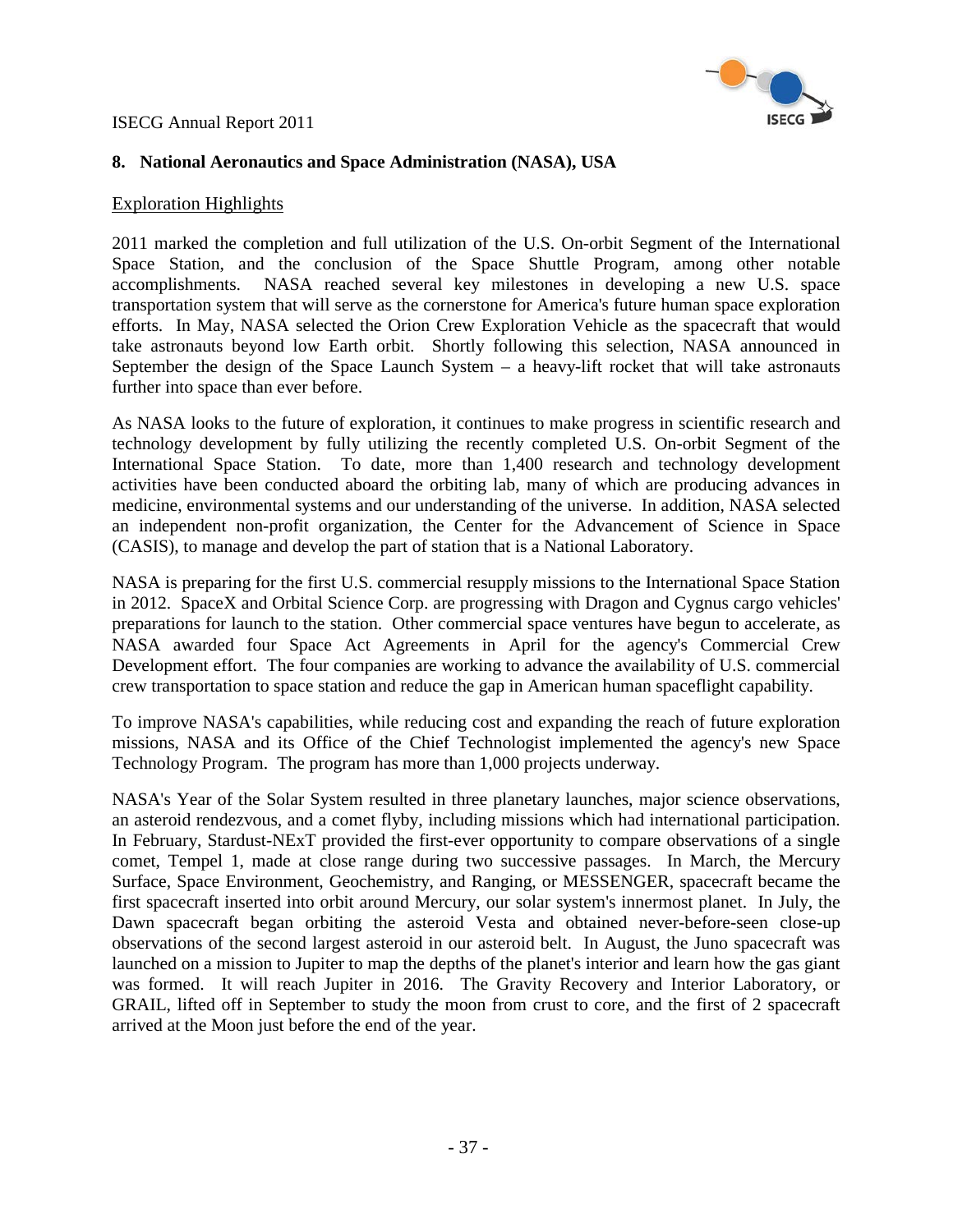## 8. National Aeronautics and Space Administration (NASA), USA

### Exploration Highlights

2011 marked the completion and full utilization of the U.S. On-orbit Segment of the International Space Station, and the conclusion of the Space Shuttle Program, among other notable accomplishments. NASA reached several key milestones in developing a new U.S. space transportation system that will serve as the cornerstone for America's future human space exploration efforts. In May, NASA selected the Orion Crew Exploration Vehicle as the spacecraft that would take astronauts beyond low Earth orbit. Shortly following this selection, NASA announced in September the design of the Space Launch System – a heavy-lift rocket that will take astronauts further into space than ever before.

As NASA looks to the future of exploration, it continues to make progress in scientific research and technology development by fully utilizing the recently completed U.S. On-orbit Segment of the International Space Station. To date, more than 1,400 research and technology development activities have been conducted aboard the orbiting lab, many of which are producing advances in medicine, environmental systems and our understanding of the universe. In addition, NASA selected an independent non-profit organization, the Center for the Advancement of Science in Space (CASIS), to manage and develop the part of station that is a National Laboratory.

NASA is preparing for the first U.S. commercial resupply missions to the International Space Station in 2012. SpaceX and Orbital Science Corp. are progressing with Dragon and Cygnus cargo vehicles' preparations for launch to the station. Other commercial space ventures have begun to accelerate, as NASA awarded four Space Act Agreements in April for the agency's Commercial Crew Development effort. The four companies are working to advance the availability of U.S. commercial crew transportation to space station and reduce the gap in American human spaceflight capability.

To improve NASA's capabilities, while reducing cost and expanding the reach of future exploration missions, NASA and its Office of the Chief Technologist implemented the agency's new Space Technology Program. The program has more than 1,000 projects underway.

NASA's Year of the Solar System resulted in three planetary launches, major science observations, an asteroid rendezvous, and a comet flyby, including missions which had international participation. In February, Stardust-NExT provided the first-ever opportunity to compare observations of a single comet, Tempel 1, made at close range during two successive passages. In March, the Mercury Surface, Space Environment, Geochemistry, and Ranging, or MESSENGER, spacecraft became the first spacecraft inserted into orbit around Mercury, our solar system's innermost planet. In July, the Dawn spacecraft began orbiting the asteroid Vesta and obtained never-before-seen close-up observations of the second largest asteroid in our asteroid belt. In August, the Juno spacecraft was launched on a mission to Jupiter to map the depths of the planet's interior and learn how the gas giant was formed. It will reach Jupiter in 2016. The Gravity Recovery and Interior Laboratory, or GRAIL, lifted off in September to study the moon from crust to core, and the first of 2 spacecraft arrived at the Moon just before the end of the year.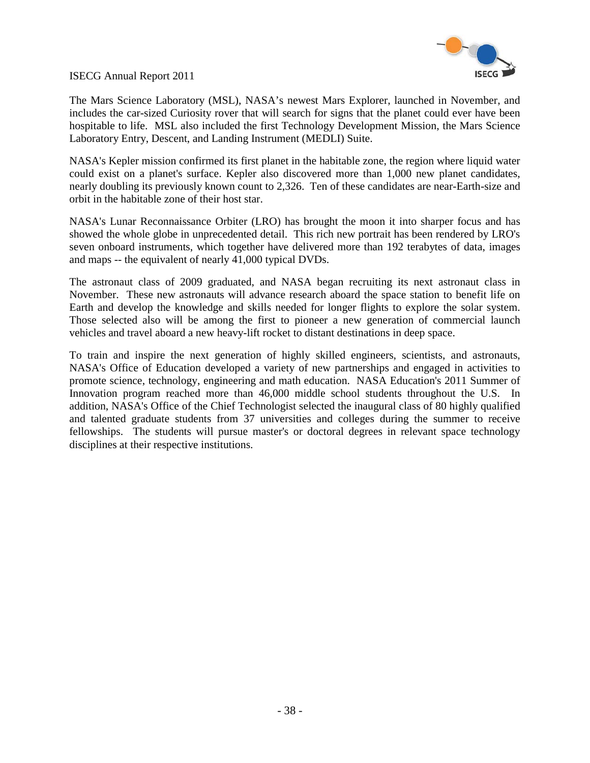The Mars Science Laboratory (MSL), NASA’s newest Mars Explorer, launched in November, and includes the car-sized Curiosity rover that will search for signs that the planet could ever have been hospitable to life. MSL also included the first Technology Development Mission, the Mars Science Laboratory Entry, Descent, and Landing Instrument (MEDLI) Suite.

NASA's Kepler mission confirmed its first planet in the habitable zone, the region where liquid water could exist on a planet's surface. Kepler also discovered more than 1,000 new planet candidates, nearly doubling its previously known count to 2,326. Ten of these candidates are near-Earth-size and orbit in the habitable zone of their host star.

NASA's Lunar Reconnaissance Orbiter (LRO) has brought the moon it into sharper focus and has showed the whole globe in unprecedented detail. This rich new portrait has been rendered by LRO's seven onboard instruments, which together have delivered more than 192 terabytes of data, images and maps -- the equivalent of nearly 41,000 typical DVDs.

The astronaut class of 2009 graduated, and NASA began recruiting its next astronaut class in November. These new astronauts will advance research aboard the space station to benefit life on Earth and develop the knowledge and skills needed for longer flights to explore the solar system. Those selected also will be among the first to pioneer a new generation of commercial launch vehicles and travel aboard a new heavy-lift rocket to distant destinations in deep space.

To train and inspire the next generation of highly skilled engineers, scientists, and astronauts, NASA's Office of Education developed a variety of new partnerships and engaged in activities to promote science, technology, engineering and math education. NASA Education's 2011 Summer of Innovation program reached more than 46,000 middle school students throughout the U.S. In addition, NASA's Office of the Chief Technologist selected the inaugural class of 80 highly qualified and talented graduate students from 37 universities and colleges during the summer to receive fellowships. The students will pursue master's or doctoral degrees in relevant space technology disciplines at their respective institutions.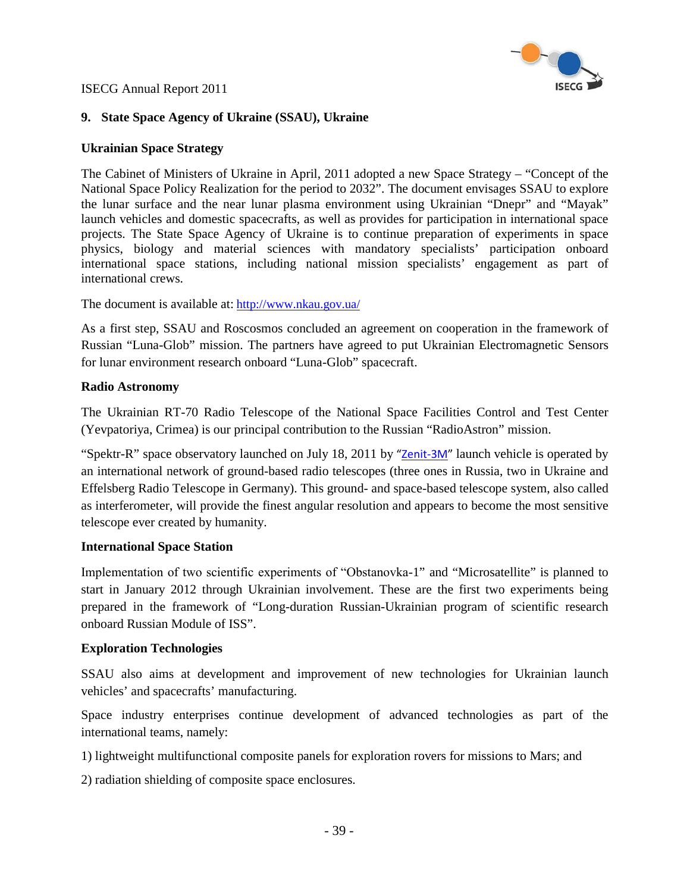## 9. State Space Agency of Ukraine (SSAU), Ukraine

### Ukrainian Space Strategy

The Cabinet of Ministers of Ukraine in April, 2011 adopted a new Space Strategy – "Concept of the National Space Policy Realization for the period to 2032". The document envisages SSAU to explore the lunar surface and the near lunar plasma environment using Ukrainian "Dnepr" and "Mayak" launch vehicles and domestic spacecrafts, as well as provides for participation in international space projects. The State Space Agency of Ukraine is to continue preparation of experiments in space physics, biology and material sciences with mandatory specialists' participation onboard international space stations, including national mission specialists' engagement as part of international crews.

The document is available at: http://www.nkau.gov.ua/

As a first step, SSAU and Roscosmos concluded an agreement on cooperation in the framework of Russian "Luna-Glob" mission. The partners have agreed to put Ukrainian Electromagnetic Sensors for lunar environment research onboard "Luna-Glob" spacecraft.

### Radio Astronomy

The Ukrainian RT-70 Radio Telescope of the National Space Facilities Control and Test Center (Yevpatoriya, Crimea) is our principal contribution to the Russian "RadioAstron" mission.

"Spektr-R" space observatory launched on July 18, 2011 by "Zenit-3M" launch vehicle is operated by an international network of ground-based radio telescopes (three ones in Russia, two in Ukraine and Effelsberg Radio Telescope in Germany). This ground- and space-based telescope system, also called as interferometer, will provide the finest angular resolution and appears to become the most sensitive telescope ever created by humanity.

### International Space Station

Implementation of two scientific experiments of "Obstanovka-1" and "Microsatellite" is planned to start in January 2012 through Ukrainian involvement. These are the first two experiments being prepared in the framework of "Long-duration Russian-Ukrainian program of scientific research onboard Russian Module of ISS".

### Exploration Technologies

SSAU also aims at development and improvement of new technologies for Ukrainian launch vehicles' and spacecrafts' manufacturing.

Space industry enterprises continue development of advanced technologies as part of the international teams, namely:

1) lightweight multifunctional composite panels for exploration rovers for missions to Mars; and

2) radiation shielding of composite space enclosures.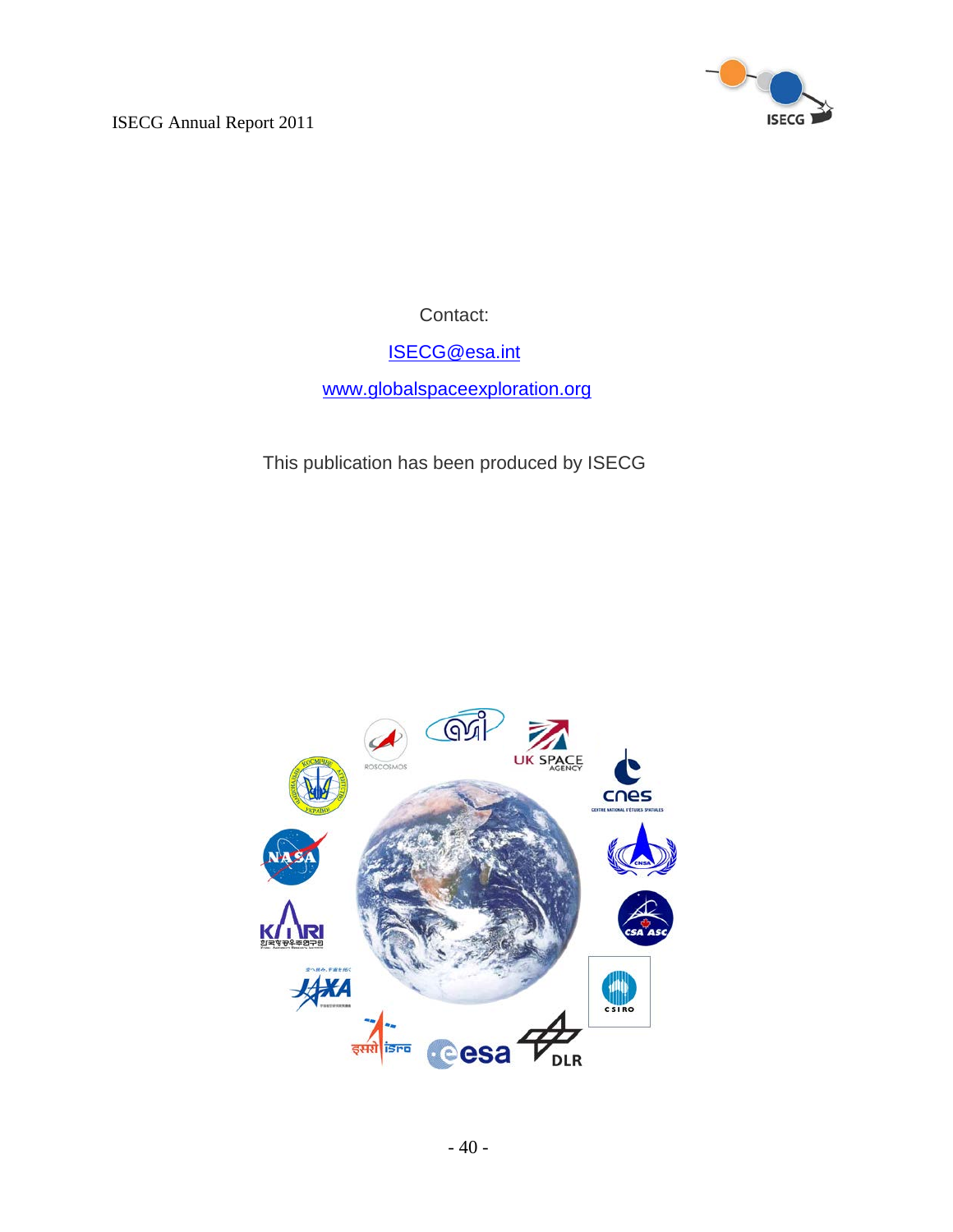Contact:

ISECG@esa.int

www.globalspaceexploration.org

This publication has been produced by ISECG